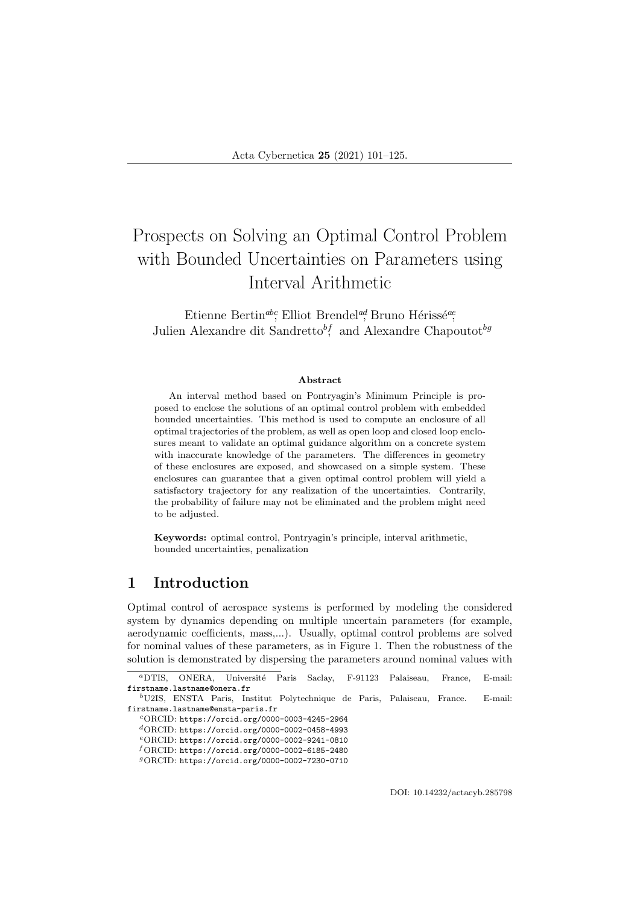# Prospects on Solving an Optimal Control Problem with Bounded Uncertainties on Parameters using Interval Arithmetic

Etienne Bertin[abc], Elliot Brendel[ad], Bruno Hérissé[ae], Julien Alexandre dit Sandretto[bf], and Alexandre Chapoutot[bg]

### Abstract

An interval method based on Pontryagin's Minimum Principle is proposed to enclose the solutions of an optimal control problem with embedded bounded uncertainties. This method is used to compute an enclosure of all optimal trajectories of the problem, as well as open loop and closed loop enclosures meant to validate an optimal guidance algorithm on a concrete system with inaccurate knowledge of the parameters. The differences in geometry of these enclosures are exposed, and showcased on a simple system. These enclosures can guarantee that a given optimal control problem will yield a satisfactory trajectory for any realization of the uncertainties. Contrarily, the probability of failure may not be eliminated and the problem might need to be adjusted.

**Keywords:** optimal control, Pontryagin's principle, interval arithmetic, bounded uncertainties, penalization

## 1 Introduction

Optimal control of aerospace systems is performed by modeling the considered system by dynamics depending on multiple uncertain parameters (for example, aerodynamic coefficients, mass,...). Usually, optimal control problems are solved for nominal values of these parameters, as in Figure 1. Then the robustness of the solution is demonstrated by dispersing the parameters around nominal values with

[a]DTIS, ONERA, Université Paris Saclay, F-91123 Palaiseau, France, E-mail: `firstname.lastname@onera.fr`

[b]U2IS, ENSTA Paris, Institut Polytechnique de Paris, Palaiseau, France. E-mail: `firstname.lastname@ensta-paris.fr`

[c]ORCID: `https://orcid.org/0000-0003-4245-2964`

[d]ORCID: `https://orcid.org/0000-0002-0458-4993`

[e]ORCID: `https://orcid.org/0000-0002-9241-0810`

[f]ORCID: `https://orcid.org/0000-0002-6185-2480`

[g]ORCID: `https://orcid.org/0000-0002-7230-0710`

DOI: 10.14232/actacyb.285798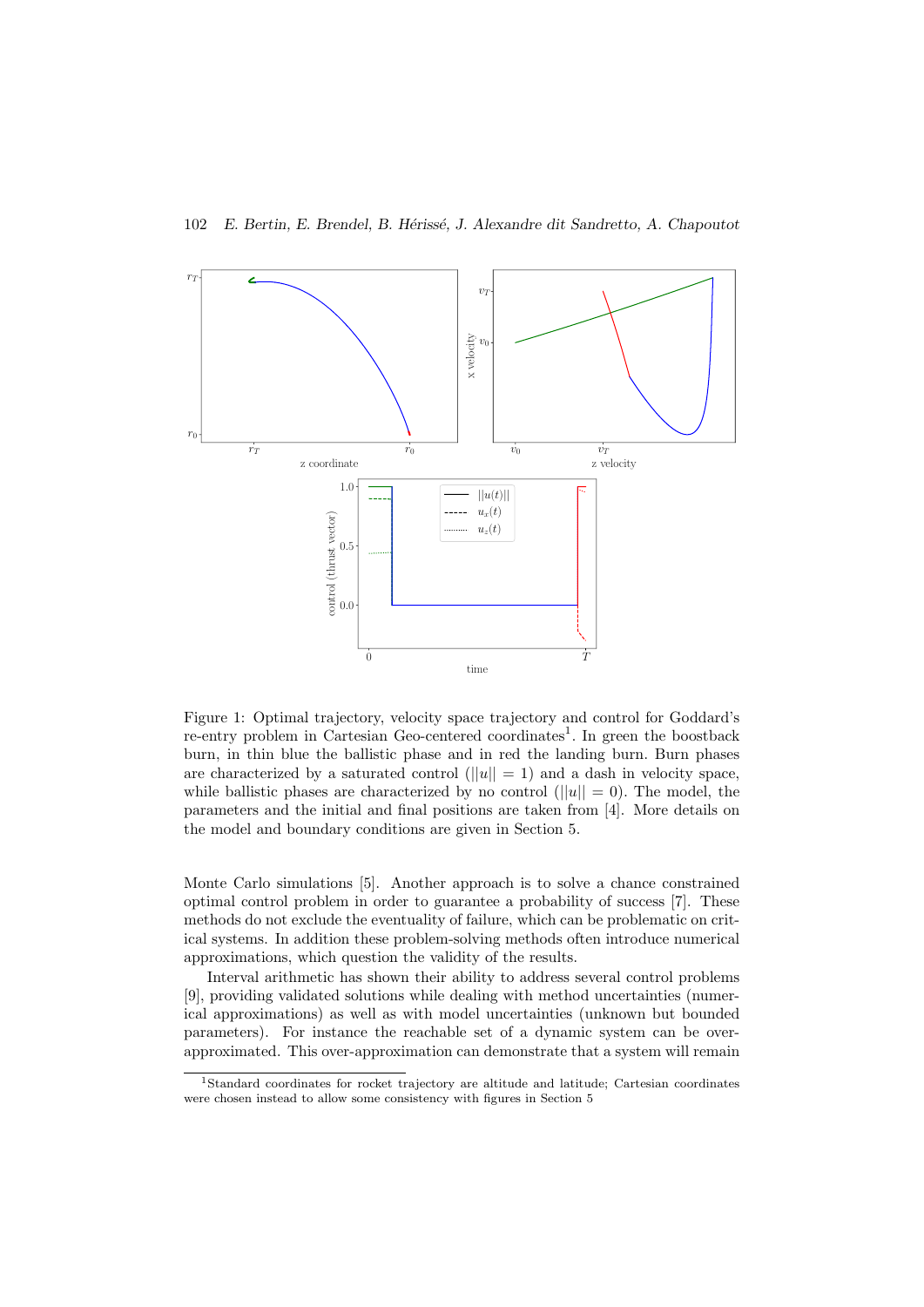Figure 1: Optimal trajectory, velocity space trajectory and control for Goddard's re-entry problem in Cartesian Geo-centered coordinates[1]. In green the boostback burn, in thin blue the ballistic phase and in red the landing burn. Burn phases are characterized by a saturated control ($||u|| = 1$) and a dash in velocity space, while ballistic phases are characterized by no control ($||u|| = 0$). The model, the parameters and the initial and final positions are taken from [4]. More details on the model and boundary conditions are given in Section 5.

Monte Carlo simulations [5]. Another approach is to solve a chance constrained optimal control problem in order to guarantee a probability of success [7]. These methods do not exclude the eventuality of failure, which can be problematic on critical systems. In addition these problem-solving methods often introduce numerical approximations, which question the validity of the results.

Interval arithmetic has shown their ability to address several control problems [9], providing validated solutions while dealing with method uncertainties (numerical approximations) as well as with model uncertainties (unknown but bounded parameters). For instance the reachable set of a dynamic system can be over-approximated. This over-approximation can demonstrate that a system will remain

[1] Standard coordinates for rocket trajectory are altitude and latitude; Cartesian coordinates were chosen instead to allow some consistency with figures in Section 5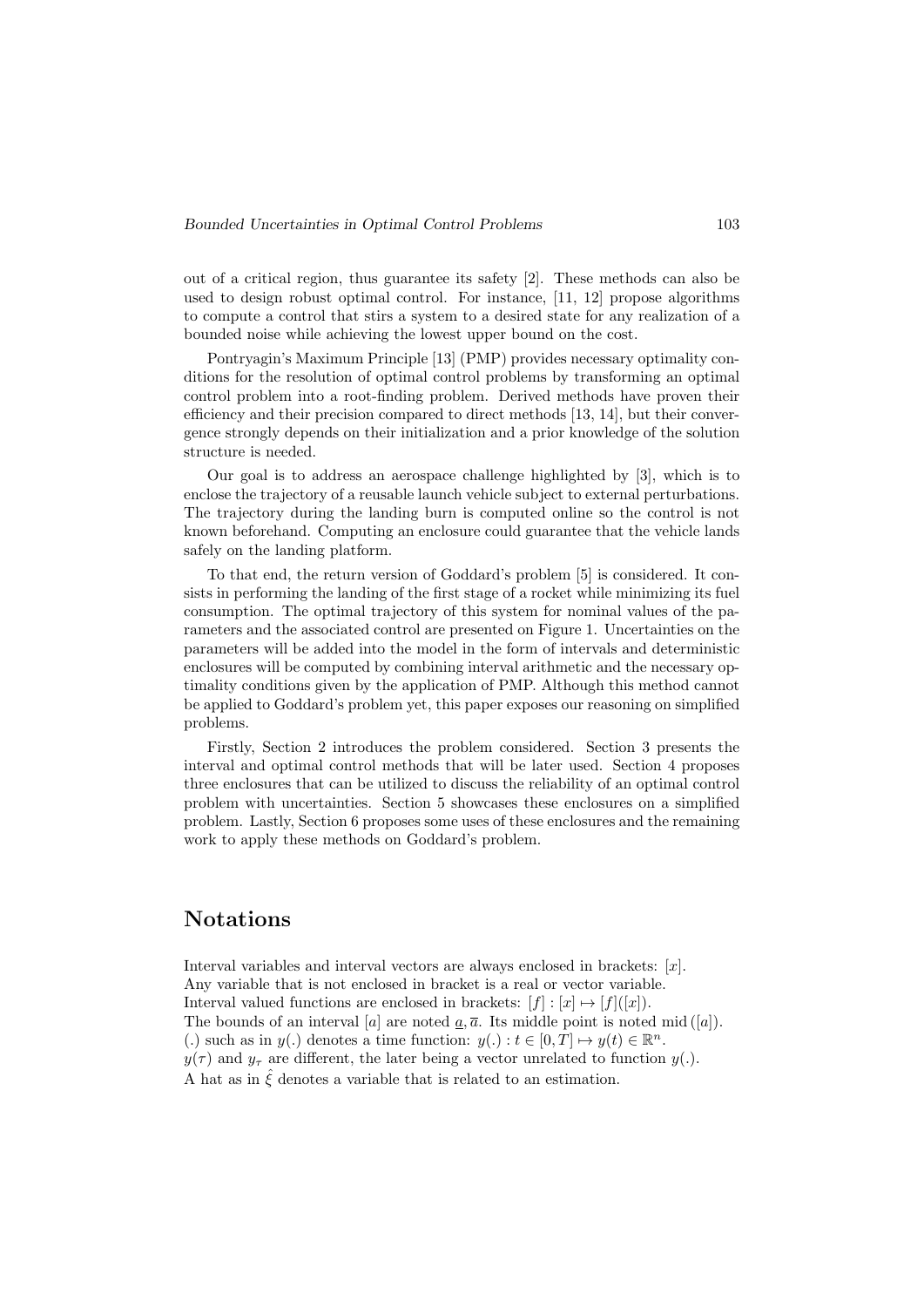out of a critical region, thus guarantee its safety [2]. These methods can also be used to design robust optimal control. For instance, [11, 12] propose algorithms to compute a control that stirs a system to a desired state for any realization of a bounded noise while achieving the lowest upper bound on the cost.

Pontryagin's Maximum Principle [13] (PMP) provides necessary optimality conditions for the resolution of optimal control problems by transforming an optimal control problem into a root-finding problem. Derived methods have proven their efficiency and their precision compared to direct methods [13, 14], but their convergence strongly depends on their initialization and a prior knowledge of the solution structure is needed.

Our goal is to address an aerospace challenge highlighted by [3], which is to enclose the trajectory of a reusable launch vehicle subject to external perturbations. The trajectory during the landing burn is computed online so the control is not known beforehand. Computing an enclosure could guarantee that the vehicle lands safely on the landing platform.

To that end, the return version of Goddard's problem [5] is considered. It consists in performing the landing of the first stage of a rocket while minimizing its fuel consumption. The optimal trajectory of this system for nominal values of the parameters and the associated control are presented on Figure 1. Uncertainties on the parameters will be added into the model in the form of intervals and deterministic enclosures will be computed by combining interval arithmetic and the necessary optimality conditions given by the application of PMP. Although this method cannot be applied to Goddard's problem yet, this paper exposes our reasoning on simplified problems.

Firstly, Section 2 introduces the problem considered. Section 3 presents the interval and optimal control methods that will be later used. Section 4 proposes three enclosures that can be utilized to discuss the reliability of an optimal control problem with uncertainties. Section 5 showcases these enclosures on a simplified problem. Lastly, Section 6 proposes some uses of these enclosures and the remaining work to apply these methods on Goddard's problem.

## Notations

Interval variables and interval vectors are always enclosed in brackets: $[x]$.
Any variable that is not enclosed in bracket is a real or vector variable.
Interval valued functions are enclosed in brackets: $[f] : [x] \mapsto [f]([x])$.
The bounds of an interval $[a]$ are noted $\underline{a}, \overline{a}$. Its middle point is noted $\mathrm{mid}([a])$.
$(.)$ such as in $y(.)$ denotes a time function: $y(.) : t \in [0, T] \mapsto y(t) \in \mathbb{R}^n$.
$y(\tau)$ and $y_\tau$ are different, the later being a vector unrelated to function $y(.)$.
A hat as in $\hat{\xi}$ denotes a variable that is related to an estimation.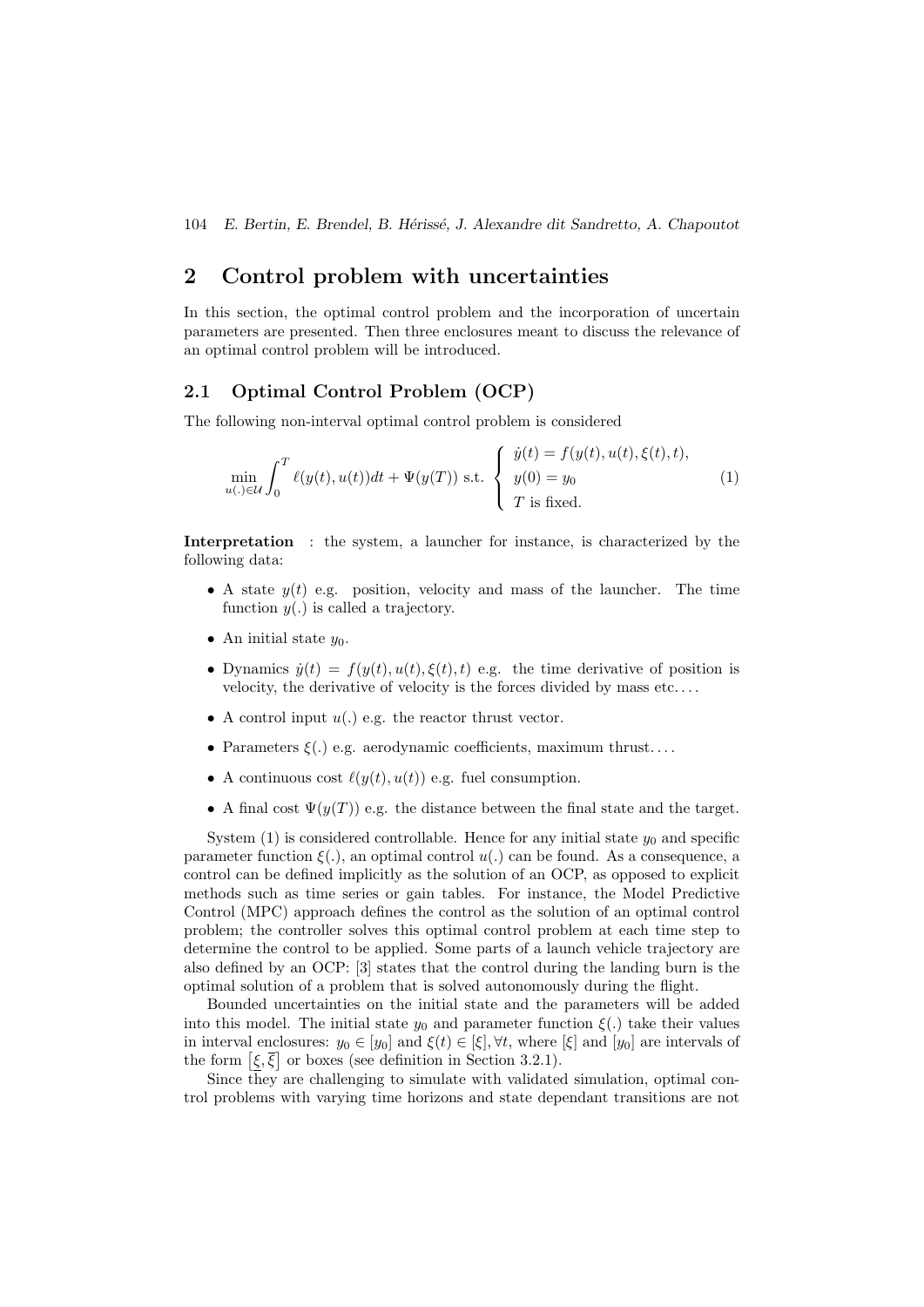## 2 Control problem with uncertainties

In this section, the optimal control problem and the incorporation of uncertain parameters are presented. Then three enclosures meant to discuss the relevance of an optimal control problem will be introduced.

### 2.1 Optimal Control Problem (OCP)

The following non-interval optimal control problem is considered

$$\min_{u(.)\in\mathcal{U}} \int_0^T \ell(y(t), u(t))dt + \Psi(y(T)) \text{ s.t. } \begin{cases} \dot{y}(t) = f(y(t), u(t), \xi(t), t), \\ y(0) = y_0 \\ T \text{ is fixed.} \end{cases} \quad (1)$$

**Interpretation** : the system, a launcher for instance, is characterized by the following data:

- A state $y(t)$ e.g. position, velocity and mass of the launcher. The time function $y(.)$ is called a trajectory.
- An initial state $y_0$.
- Dynamics $\dot{y}(t) = f(y(t), u(t), \xi(t), t)$ e.g. the time derivative of position is velocity, the derivative of velocity is the forces divided by mass etc. . . .
- A control input $u(.)$ e.g. the reactor thrust vector.
- Parameters $\xi(.)$ e.g. aerodynamic coefficients, maximum thrust. . . .
- A continuous cost $\ell(y(t), u(t))$ e.g. fuel consumption.
- A final cost $\Psi(y(T))$ e.g. the distance between the final state and the target.

System (1) is considered controllable. Hence for any initial state $y_0$ and specific parameter function $\xi(.)$, an optimal control $u(.)$ can be found. As a consequence, a control can be defined implicitly as the solution of an OCP, as opposed to explicit methods such as time series or gain tables. For instance, the Model Predictive Control (MPC) approach defines the control as the solution of an optimal control problem; the controller solves this optimal control problem at each time step to determine the control to be applied. Some parts of a launch vehicle trajectory are also defined by an OCP: [3] states that the control during the landing burn is the optimal solution of a problem that is solved autonomously during the flight.

Bounded uncertainties on the initial state and the parameters will be added into this model. The initial state $y_0$ and parameter function $\xi(.)$ take their values in interval enclosures: $y_0 \in [y_0]$ and $\xi(t) \in [\xi], \forall t$, where $[\xi]$ and $[y_0]$ are intervals of the form $[\underline{\xi}, \overline{\xi}]$ or boxes (see definition in Section 3.2.1).

Since they are challenging to simulate with validated simulation, optimal control problems with varying time horizons and state dependant transitions are not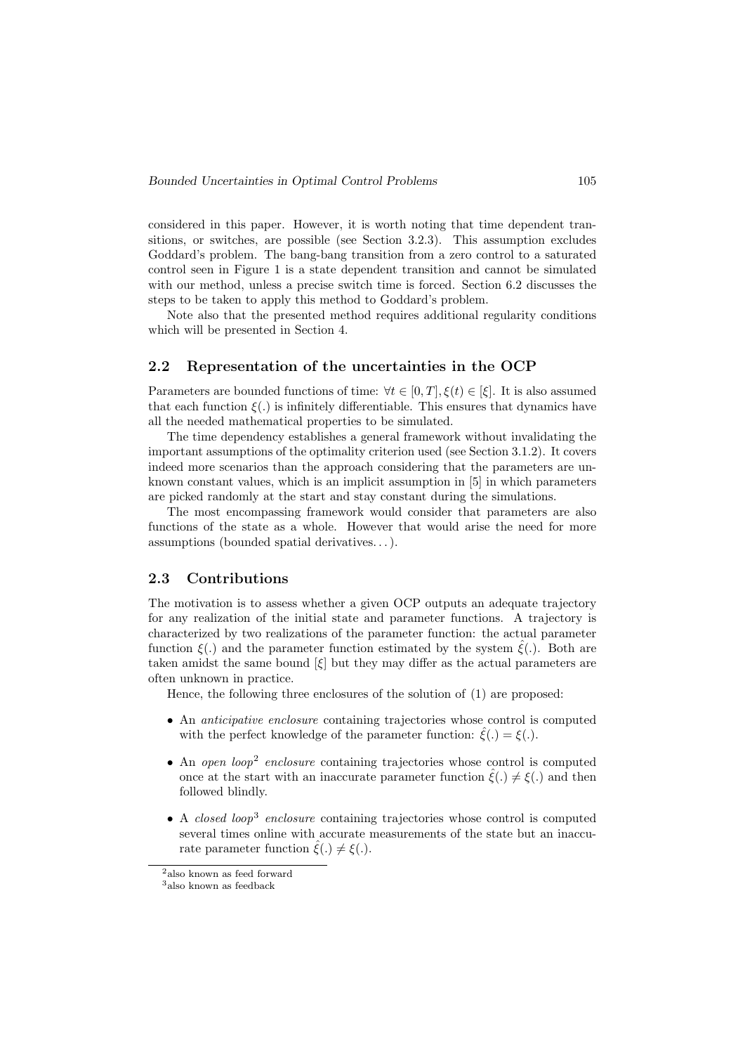considered in this paper. However, it is worth noting that time dependent transitions, or switches, are possible (see Section 3.2.3). This assumption excludes Goddard's problem. The bang-bang transition from a zero control to a saturated control seen in Figure 1 is a state dependent transition and cannot be simulated with our method, unless a precise switch time is forced. Section 6.2 discusses the steps to be taken to apply this method to Goddard's problem.

Note also that the presented method requires additional regularity conditions which will be presented in Section 4.

## 2.2 Representation of the uncertainties in the OCP

Parameters are bounded functions of time: $\forall t \in [0, T], \xi(t) \in [\xi]$. It is also assumed that each function $\xi(.)$ is infinitely differentiable. This ensures that dynamics have all the needed mathematical properties to be simulated.

The time dependency establishes a general framework without invalidating the important assumptions of the optimality criterion used (see Section 3.1.2). It covers indeed more scenarios than the approach considering that the parameters are unknown constant values, which is an implicit assumption in [5] in which parameters are picked randomly at the start and stay constant during the simulations.

The most encompassing framework would consider that parameters are also functions of the state as a whole. However that would arise the need for more assumptions (bounded spatial derivatives...).

## 2.3 Contributions

The motivation is to assess whether a given OCP outputs an adequate trajectory for any realization of the initial state and parameter functions. A trajectory is characterized by two realizations of the parameter function: the actual parameter function $\xi(.)$ and the parameter function estimated by the system $\hat{\xi}(.)$. Both are taken amidst the same bound $[\xi]$ but they may differ as the actual parameters are often unknown in practice.

Hence, the following three enclosures of the solution of (1) are proposed:

- An *anticipative enclosure* containing trajectories whose control is computed with the perfect knowledge of the parameter function: $\hat{\xi}(.) = \xi(.)$.
- An *open loop*[2] *enclosure* containing trajectories whose control is computed once at the start with an inaccurate parameter function $\hat{\xi}(.) \neq \xi(.)$ and then followed blindly.
- A *closed loop*[3] *enclosure* containing trajectories whose control is computed several times online with accurate measurements of the state but an inaccurate parameter function $\hat{\xi}(.) \neq \xi(.)$.

[2] also known as feed forward

[3] also known as feedback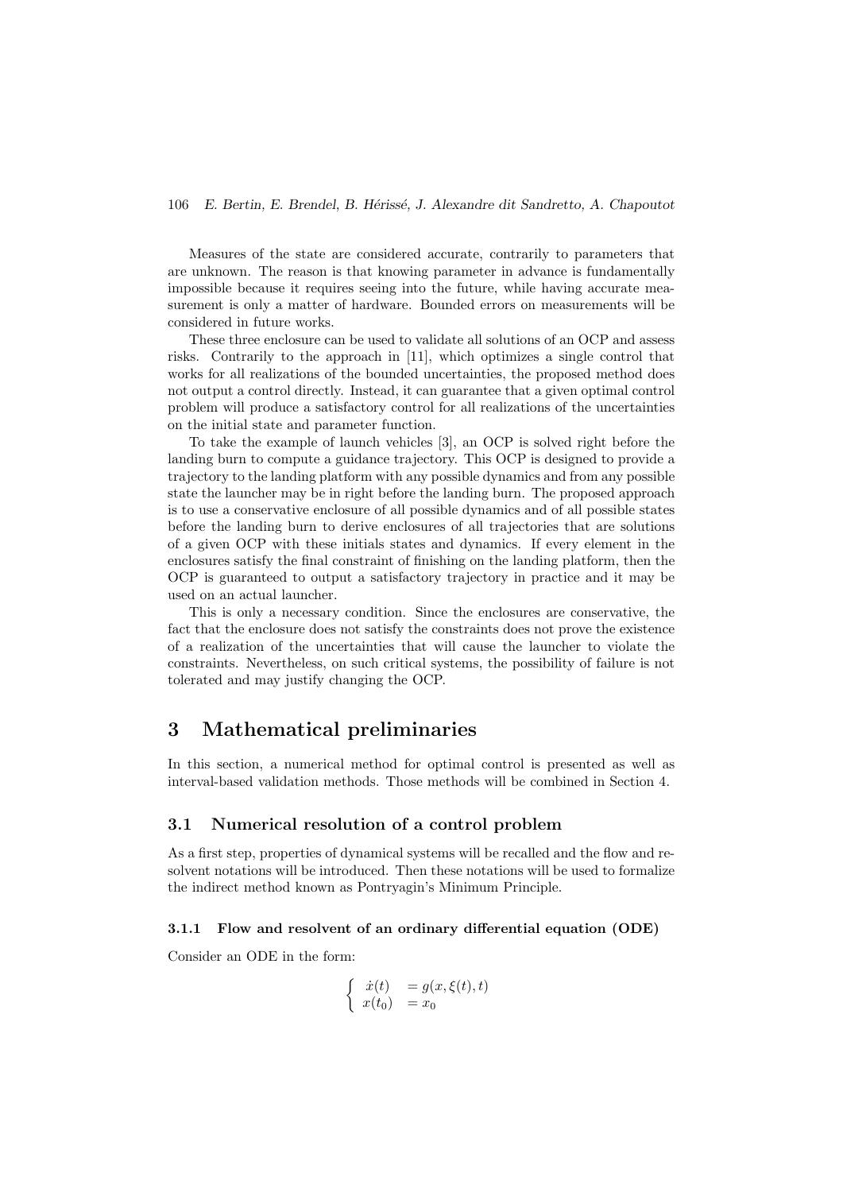Measures of the state are considered accurate, contrarily to parameters that are unknown. The reason is that knowing parameter in advance is fundamentally impossible because it requires seeing into the future, while having accurate measurement is only a matter of hardware. Bounded errors on measurements will be considered in future works.

These three enclosure can be used to validate all solutions of an OCP and assess risks. Contrarily to the approach in [11], which optimizes a single control that works for all realizations of the bounded uncertainties, the proposed method does not output a control directly. Instead, it can guarantee that a given optimal control problem will produce a satisfactory control for all realizations of the uncertainties on the initial state and parameter function.

To take the example of launch vehicles [3], an OCP is solved right before the landing burn to compute a guidance trajectory. This OCP is designed to provide a trajectory to the landing platform with any possible dynamics and from any possible state the launcher may be in right before the landing burn. The proposed approach is to use a conservative enclosure of all possible dynamics and of all possible states before the landing burn to derive enclosures of all trajectories that are solutions of a given OCP with these initials states and dynamics. If every element in the enclosures satisfy the final constraint of finishing on the landing platform, then the OCP is guaranteed to output a satisfactory trajectory in practice and it may be used on an actual launcher.

This is only a necessary condition. Since the enclosures are conservative, the fact that the enclosure does not satisfy the constraints does not prove the existence of a realization of the uncertainties that will cause the launcher to violate the constraints. Nevertheless, on such critical systems, the possibility of failure is not tolerated and may justify changing the OCP.

# 3 Mathematical preliminaries

In this section, a numerical method for optimal control is presented as well as interval-based validation methods. Those methods will be combined in Section 4.

## 3.1 Numerical resolution of a control problem

As a first step, properties of dynamical systems will be recalled and the flow and resolvent notations will be introduced. Then these notations will be used to formalize the indirect method known as Pontryagin's Minimum Principle.

### 3.1.1 Flow and resolvent of an ordinary differential equation (ODE)

Consider an ODE in the form:

$$\begin{cases} \dot{x}(t) & = g(x, \xi(t), t) \\ x(t_0) & = x_0 \end{cases}$$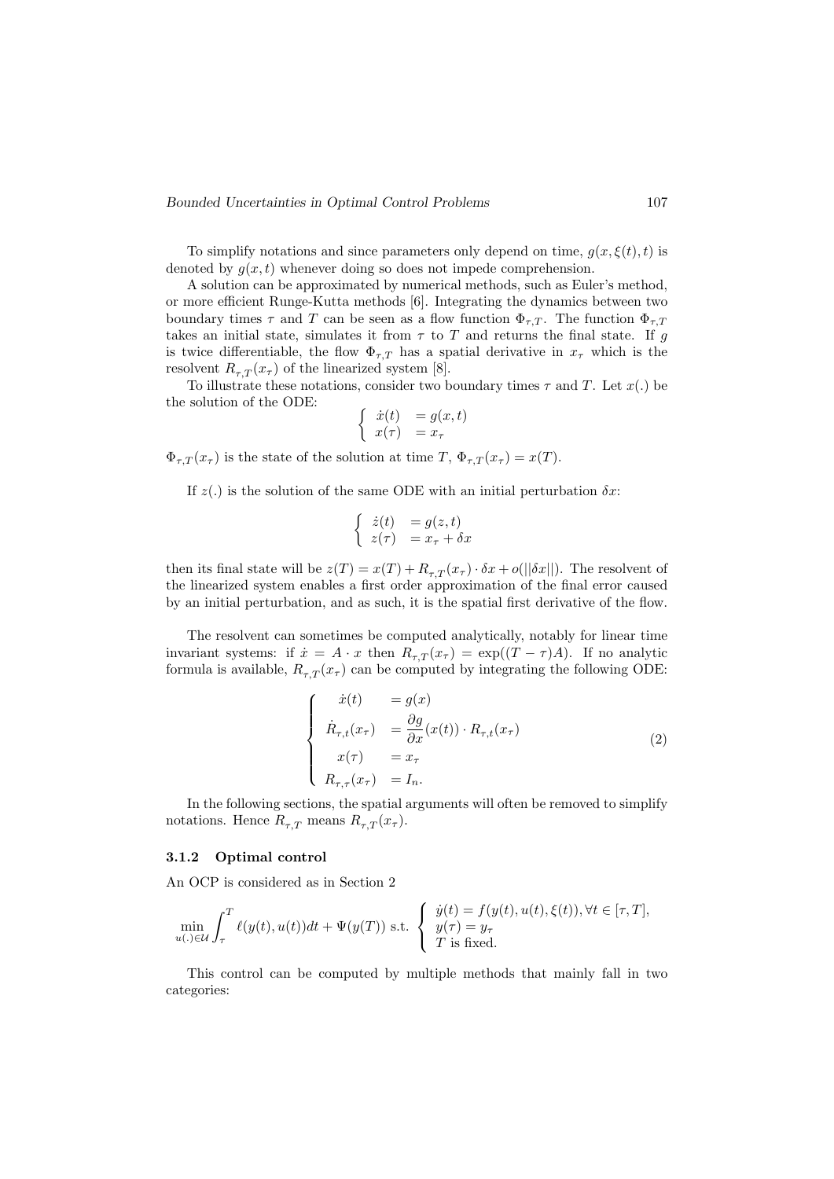To simplify notations and since parameters only depend on time, $g(x, \xi(t), t)$ is denoted by $g(x,t)$ whenever doing so does not impede comprehension.

A solution can be approximated by numerical methods, such as Euler's method, or more efficient Runge-Kutta methods [6]. Integrating the dynamics between two boundary times $\tau$ and $T$ can be seen as a flow function $\Phi_{\tau,T}$. The function $\Phi_{\tau,T}$ takes an initial state, simulates it from $\tau$ to $T$ and returns the final state. If $g$ is twice differentiable, the flow $\Phi_{\tau,T}$ has a spatial derivative in $x_\tau$ which is the resolvent $R_{\tau,T}(x_\tau)$ of the linearized system [8].

To illustrate these notations, consider two boundary times $\tau$ and $T$. Let $x(.)$ be the solution of the ODE:

$$\begin{cases} \dot{x}(t) & = g(x,t) \\ x(\tau) & = x_\tau \end{cases}$$

$\Phi_{\tau,T}(x_\tau)$ is the state of the solution at time $T$, $\Phi_{\tau,T}(x_\tau) = x(T)$.

If $z(.)$ is the solution of the same ODE with an initial perturbation $\delta x$:

$$\begin{cases} \dot{z}(t) & = g(z,t) \\ z(\tau) & = x_\tau + \delta x \end{cases}$$

then its final state will be $z(T) = x(T) + R_{\tau,T}(x_\tau) \cdot \delta x + o(||\delta x||)$. The resolvent of the linearized system enables a first order approximation of the final error caused by an initial perturbation, and as such, it is the spatial first derivative of the flow.

The resolvent can sometimes be computed analytically, notably for linear time invariant systems: if $\dot{x} = A \cdot x$ then $R_{\tau,T}(x_\tau) = \exp((T-\tau)A)$. If no analytic formula is available, $R_{\tau,T}(x_\tau)$ can be computed by integrating the following ODE:

$$\begin{cases} \dot{x}(t) & = g(x) \\ \dot{R}_{\tau,t}(x_\tau) & = \dfrac{\partial g}{\partial x}(x(t)) \cdot R_{\tau,t}(x_\tau) \\ x(\tau) & = x_\tau \\ R_{\tau,\tau}(x_\tau) & = I_n. \end{cases} \tag{2}$$

In the following sections, the spatial arguments will often be removed to simplify notations. Hence $R_{\tau,T}$ means $R_{\tau,T}(x_\tau)$.

### 3.1.2 Optimal control

An OCP is considered as in Section 2

$$\min_{u(.)\in\mathcal{U}} \int_\tau^T \ell(y(t), u(t))dt + \Psi(y(T)) \text{ s.t. } \begin{cases} \dot{y}(t) = f(y(t), u(t), \xi(t)), \forall t \in [\tau, T], \\ y(\tau) = y_\tau \\ T \text{ is fixed.} \end{cases}$$

This control can be computed by multiple methods that mainly fall in two categories: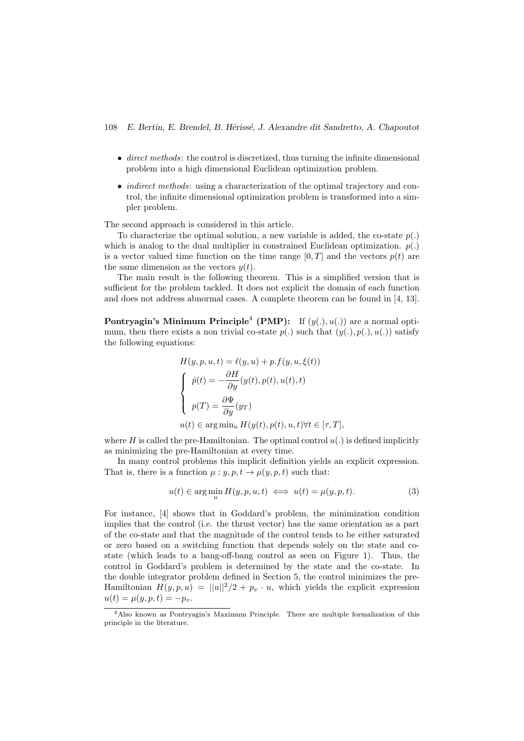- *direct methods*: the control is discretized, thus turning the infinite dimensional problem into a high dimensional Euclidean optimization problem.
- *indirect methods*: using a characterization of the optimal trajectory and control, the infinite dimensional optimization problem is transformed into a simpler problem.

The second approach is considered in this article.

To characterize the optimal solution, a new variable is added, the co-state $p(.)$ which is analog to the dual multiplier in constrained Euclidean optimization. $p(.)$ is a vector valued time function on the time range $[0, T]$ and the vectors $p(t)$ are the same dimension as the vectors $y(t)$.

The main result is the following theorem. This is a simplified version that is sufficient for the problem tackled. It does not explicit the domain of each function and does not address abnormal cases. A complete theorem can be found in [4, 13].

**Pontryagin's Minimum Principle[4] (PMP):** If $(y(.), u(.))$ are a normal optimum, then there exists a non trivial co-state $p(.)$ such that $(y(.), p(.), u(.))$ satisfy the following equations:

$$
\begin{aligned}
&H(y, p, u, t) = \ell(y, u) + p.f(y, u, \xi(t)) \\
&\begin{cases}
\dot{p}(t) = -\dfrac{\partial H}{\partial y}(y(t), p(t), u(t), t) \\
p(T) = \dfrac{\partial \Psi}{\partial y}(y_T)
\end{cases} \\
&u(t) \in \arg\min_u H(y(t), p(t), u, t) \forall t \in [\tau, T],
\end{aligned}
$$

where $H$ is called the pre-Hamiltonian. The optimal control $u(.)$ is defined implicitly as minimizing the pre-Hamiltonian at every time.

In many control problems this implicit definition yields an explicit expression. That is, there is a function $\mu : y, p, t \to \mu(y, p, t)$ such that:

$$
u(t) \in \arg\min_u H(y, p, u, t) \iff u(t) = \mu(y, p, t). \tag{3}
$$

For instance, [4] shows that in Goddard's problem, the minimization condition implies that the control (i.e. the thrust vector) has the same orientation as a part of the co-state and that the magnitude of the control tends to be either saturated or zero based on a switching function that depends solely on the state and co-state (which leads to a bang-off-bang control as seen on Figure 1). Thus, the control in Goddard's problem is determined by the state and the co-state. In the double integrator problem defined in Section 5, the control minimizes the pre-Hamiltonian $H(y, p, u) = ||u||^2/2 + p_v \cdot u$, which yields the explicit expression $u(t) = \mu(y, p, t) = -p_v$.

[4] Also known as Pontryagin's Maximum Principle. There are multiple formalization of this principle in the literature.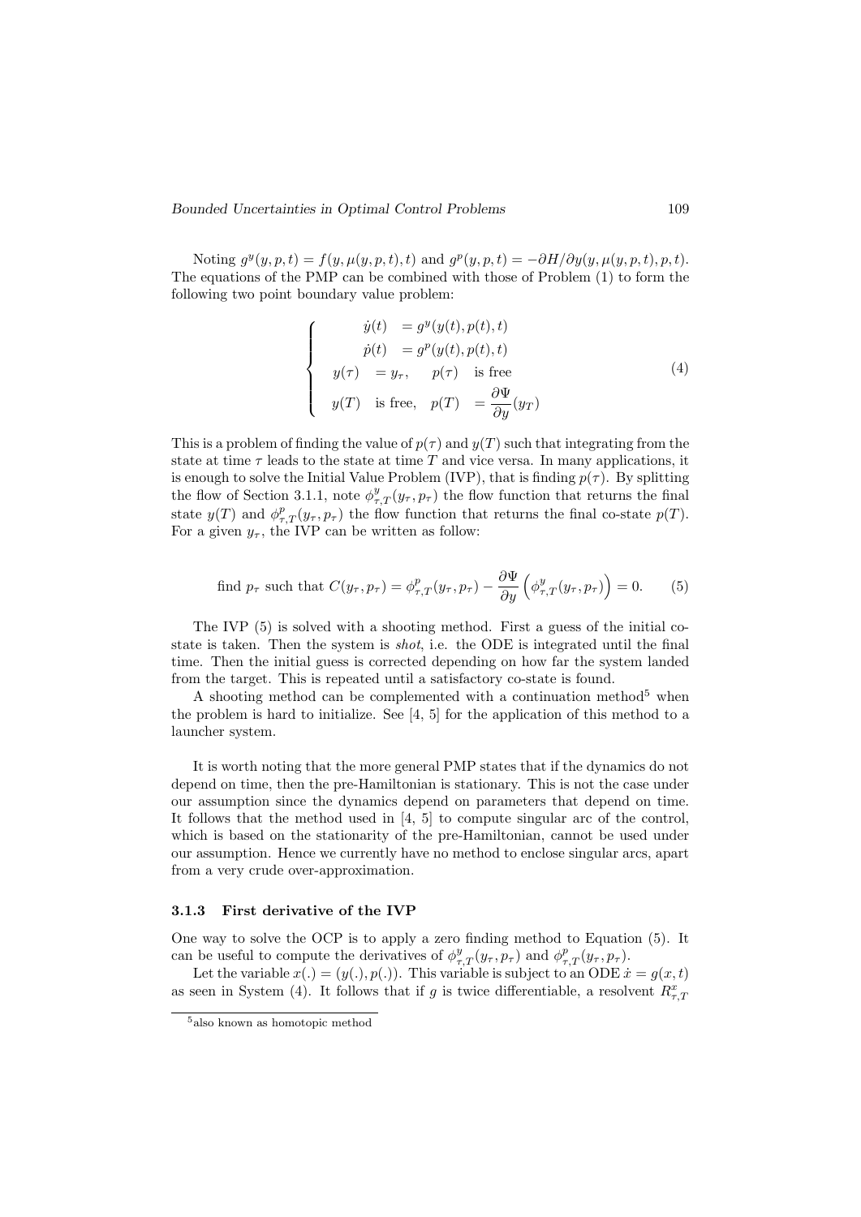Noting $g^y(y, p, t) = f(y, \mu(y, p, t), t)$ and $g^p(y, p, t) = -\partial H/\partial y(y, \mu(y, p, t), p, t)$. The equations of the PMP can be combined with those of Problem (1) to form the following two point boundary value problem:

$$
\begin{cases}
\quad \dot{y}(t) & = g^y(y(t), p(t), t) \\
\quad \dot{p}(t) & = g^p(y(t), p(t), t) \\
y(\tau) = y_\tau, & p(\tau) \quad \text{is free} \\
y(T) \quad \text{is free}, & p(T) = \dfrac{\partial \Psi}{\partial y}(y_T)
\end{cases}
\tag{4}
$$

This is a problem of finding the value of $p(\tau)$ and $y(T)$ such that integrating from the state at time $\tau$ leads to the state at time $T$ and vice versa. In many applications, it is enough to solve the Initial Value Problem (IVP), that is finding $p(\tau)$. By splitting the flow of Section 3.1.1, note $\phi^y_{\tau,T}(y_\tau, p_\tau)$ the flow function that returns the final state $y(T)$ and $\phi^p_{\tau,T}(y_\tau, p_\tau)$ the flow function that returns the final co-state $p(T)$. For a given $y_\tau$, the IVP can be written as follow:

$$
\text{find } p_\tau \text{ such that } C(y_\tau, p_\tau) = \phi^p_{\tau,T}(y_\tau, p_\tau) - \frac{\partial \Psi}{\partial y}\left(\phi^y_{\tau,T}(y_\tau, p_\tau)\right) = 0. \tag{5}
$$

The IVP (5) is solved with a shooting method. First a guess of the initial co-state is taken. Then the system is *shot*, i.e. the ODE is integrated until the final time. Then the initial guess is corrected depending on how far the system landed from the target. This is repeated until a satisfactory co-state is found.

A shooting method can be complemented with a continuation method[5] when the problem is hard to initialize. See [4, 5] for the application of this method to a launcher system.

It is worth noting that the more general PMP states that if the dynamics do not depend on time, then the pre-Hamiltonian is stationary. This is not the case under our assumption since the dynamics depend on parameters that depend on time. It follows that the method used in [4, 5] to compute singular arc of the control, which is based on the stationarity of the pre-Hamiltonian, cannot be used under our assumption. Hence we currently have no method to enclose singular arcs, apart from a very crude over-approximation.

### 3.1.3 First derivative of the IVP

One way to solve the OCP is to apply a zero finding method to Equation (5). It can be useful to compute the derivatives of $\phi^y_{\tau,T}(y_\tau, p_\tau)$ and $\phi^p_{\tau,T}(y_\tau, p_\tau)$.

Let the variable $x(.) = (y(.), p(.))$. This variable is subject to an ODE $\dot{x} = g(x, t)$ as seen in System (4). It follows that if $g$ is twice differentiable, a resolvent $R^x_{\tau,T}$

[5] also known as homotopic method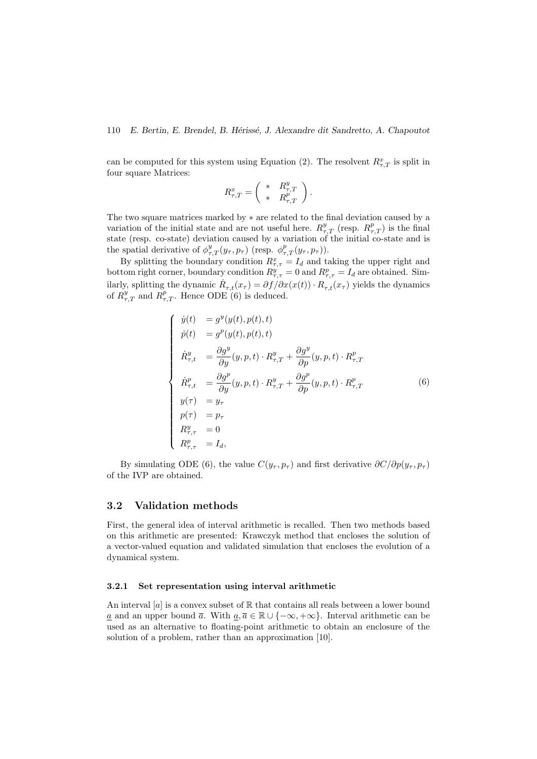can be computed for this system using Equation (2). The resolvent $R^x_{\tau,T}$ is split in four square Matrices:

$$R^x_{\tau,T} = \begin{pmatrix} * & R^y_{\tau,T} \\ * & R^p_{\tau,T} \end{pmatrix}.$$

The two square matrices marked by $*$ are related to the final deviation caused by a variation of the initial state and are not useful here. $R^y_{\tau,T}$ (resp. $R^p_{\tau,T}$) is the final state (resp. co-state) deviation caused by a variation of the initial co-state and is the spatial derivative of $\phi^y_{\tau,T}(y_\tau, p_\tau)$ (resp. $\phi^p_{\tau,T}(y_\tau, p_\tau)$).

By splitting the boundary condition $R^x_{\tau,\tau} = I_d$ and taking the upper right and bottom right corner, boundary condition $R^y_{\tau,\tau} = 0$ and $R^p_{\tau,\tau} = I_d$ are obtained. Similarly, splitting the dynamic $\dot{R}_{\tau,t}(x_\tau) = \partial f / \partial x(x(t)) \cdot R_{\tau,t}(x_\tau)$ yields the dynamics of $R^y_{\tau,T}$ and $R^p_{\tau,T}$. Hence ODE (6) is deduced.

$$\begin{cases} \dot{y}(t) &= g^y(y(t), p(t), t) \\ \dot{p}(t) &= g^p(y(t), p(t), t) \\ \dot{R}^y_{\tau,t} &= \dfrac{\partial g^y}{\partial y}(y, p, t) \cdot R^y_{\tau,T} + \dfrac{\partial g^y}{\partial p}(y, p, t) \cdot R^p_{\tau,T} \\ \dot{R}^p_{\tau,t} &= \dfrac{\partial g^p}{\partial y}(y, p, t) \cdot R^y_{\tau,T} + \dfrac{\partial g^p}{\partial p}(y, p, t) \cdot R^p_{\tau,T} \\ y(\tau) &= y_\tau \\ p(\tau) &= p_\tau \\ R^y_{\tau,\tau} &= 0 \\ R^p_{\tau,\tau} &= I_d, \end{cases} \tag{6}$$

By simulating ODE (6), the value $C(y_\tau, p_\tau)$ and first derivative $\partial C / \partial p(y_\tau, p_\tau)$ of the IVP are obtained.

## 3.2 Validation methods

First, the general idea of interval arithmetic is recalled. Then two methods based on this arithmetic are presented: Krawczyk method that encloses the solution of a vector-valued equation and validated simulation that encloses the evolution of a dynamical system.

### 3.2.1 Set representation using interval arithmetic

An interval $[a]$ is a convex subset of $\mathbb{R}$ that contains all reals between a lower bound $\underline{a}$ and an upper bound $\overline{a}$. With $\underline{a}, \overline{a} \in \mathbb{R} \cup \{-\infty, +\infty\}$. Interval arithmetic can be used as an alternative to floating-point arithmetic to obtain an enclosure of the solution of a problem, rather than an approximation [10].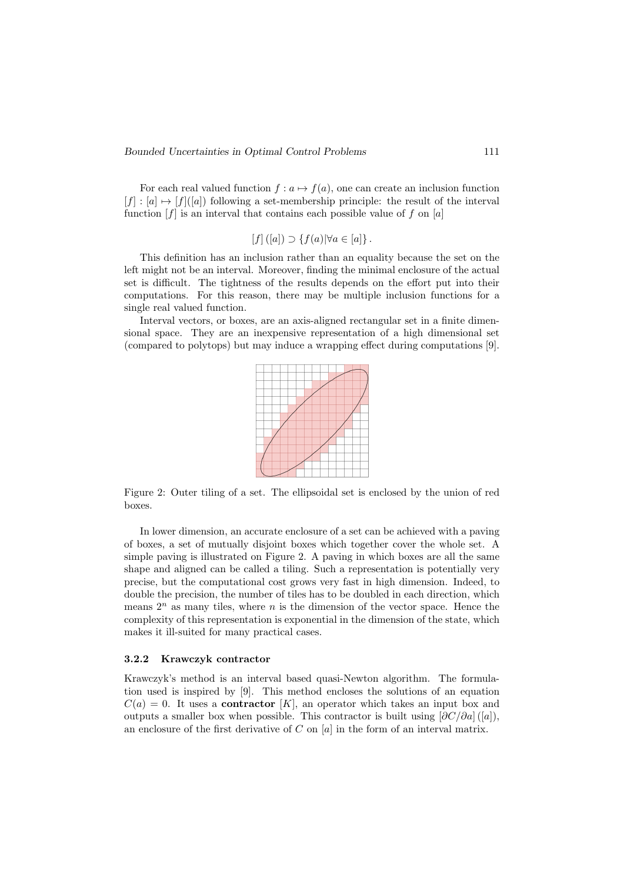For each real valued function $f : a \mapsto f(a)$, one can create an inclusion function $[f] : [a] \mapsto [f]([a])$ following a set-membership principle: the result of the interval function $[f]$ is an interval that contains each possible value of $f$ on $[a]$

$$[f]([a]) \supset \{f(a)|\forall a \in [a]\}.$$

This definition has an inclusion rather than an equality because the set on the left might not be an interval. Moreover, finding the minimal enclosure of the actual set is difficult. The tightness of the results depends on the effort put into their computations. For this reason, there may be multiple inclusion functions for a single real valued function.

Interval vectors, or boxes, are an axis-aligned rectangular set in a finite dimensional space. They are an inexpensive representation of a high dimensional set (compared to polytops) but may induce a wrapping effect during computations [9].

Figure 2: Outer tiling of a set. The ellipsoidal set is enclosed by the union of red boxes.

In lower dimension, an accurate enclosure of a set can be achieved with a paving of boxes, a set of mutually disjoint boxes which together cover the whole set. A simple paving is illustrated on Figure 2. A paving in which boxes are all the same shape and aligned can be called a tiling. Such a representation is potentially very precise, but the computational cost grows very fast in high dimension. Indeed, to double the precision, the number of tiles has to be doubled in each direction, which means $2^n$ as many tiles, where $n$ is the dimension of the vector space. Hence the complexity of this representation is exponential in the dimension of the state, which makes it ill-suited for many practical cases.

### 3.2.2 Krawczyk contractor

Krawczyk's method is an interval based quasi-Newton algorithm. The formulation used is inspired by [9]. This method encloses the solutions of an equation $C(a) = 0$. It uses a **contractor** $[K]$, an operator which takes an input box and outputs a smaller box when possible. This contractor is built using $[\partial C/\partial a]([a])$, an enclosure of the first derivative of $C$ on $[a]$ in the form of an interval matrix.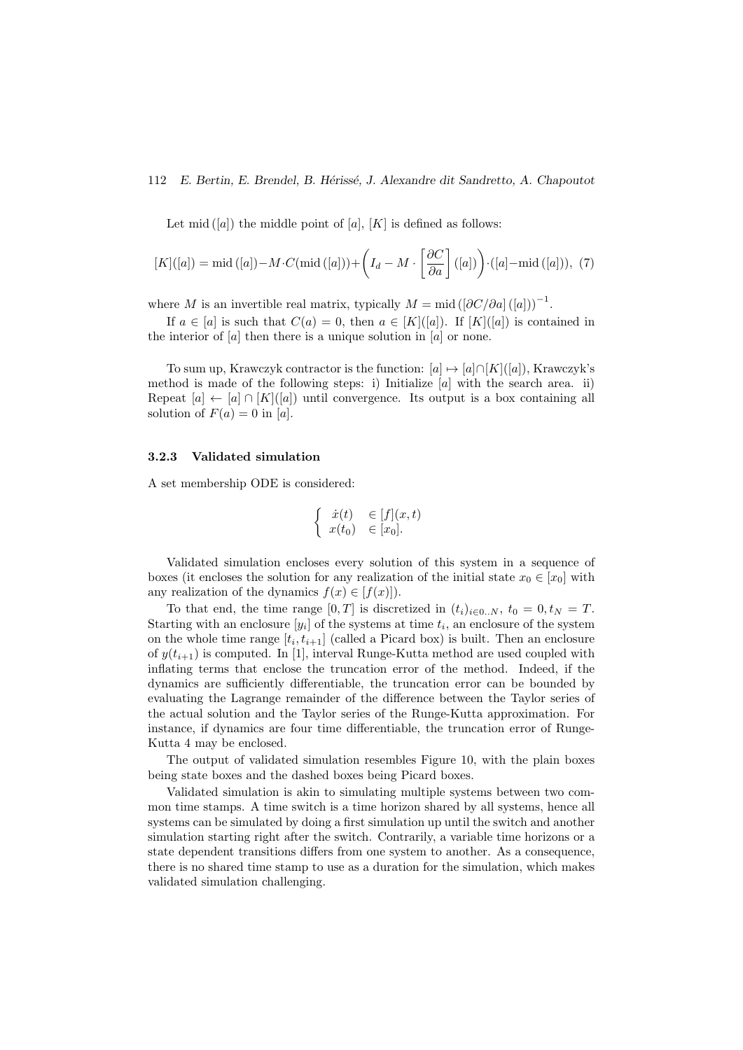Let $\text{mid}([a])$ the middle point of $[a]$, $[K]$ is defined as follows:

$$[K]([a]) = \text{mid}([a]) - M \cdot C(\text{mid}([a])) + \left( I_d - M \cdot \left[ \frac{\partial C}{\partial a} \right]([a]) \right) \cdot ([a] - \text{mid}([a])), \quad (7)$$

where $M$ is an invertible real matrix, typically $M = \text{mid}([\partial C / \partial a]([a]))^{-1}$.

If $a \in [a]$ is such that $C(a) = 0$, then $a \in [K]([a])$. If $[K]([a])$ is contained in the interior of $[a]$ then there is a unique solution in $[a]$ or none.

To sum up, Krawczyk contractor is the function: $[a] \mapsto [a] \cap [K]([a])$, Krawczyk's method is made of the following steps: i) Initialize $[a]$ with the search area. ii) Repeat $[a] \leftarrow [a] \cap [K]([a])$ until convergence. Its output is a box containing all solution of $F(a) = 0$ in $[a]$.

### 3.2.3 Validated simulation

A set membership ODE is considered:

$$\begin{cases} \dot{x}(t) & \in [f](x, t) \\ x(t_0) & \in [x_0]. \end{cases}$$

Validated simulation encloses every solution of this system in a sequence of boxes (it encloses the solution for any realization of the initial state $x_0 \in [x_0]$ with any realization of the dynamics $f(x) \in [f(x)]$).

To that end, the time range $[0, T]$ is discretized in $(t_i)_{i \in 0..N}$, $t_0 = 0, t_N = T$. Starting with an enclosure $[y_i]$ of the systems at time $t_i$, an enclosure of the system on the whole time range $[t_i, t_{i+1}]$ (called a Picard box) is built. Then an enclosure of $y(t_{i+1})$ is computed. In [1], interval Runge-Kutta method are used coupled with inflating terms that enclose the truncation error of the method. Indeed, if the dynamics are sufficiently differentiable, the truncation error can be bounded by evaluating the Lagrange remainder of the difference between the Taylor series of the actual solution and the Taylor series of the Runge-Kutta approximation. For instance, if dynamics are four time differentiable, the truncation error of Runge-Kutta 4 may be enclosed.

The output of validated simulation resembles Figure 10, with the plain boxes being state boxes and the dashed boxes being Picard boxes.

Validated simulation is akin to simulating multiple systems between two common time stamps. A time switch is a time horizon shared by all systems, hence all systems can be simulated by doing a first simulation up until the switch and another simulation starting right after the switch. Contrarily, a variable time horizons or a state dependent transitions differs from one system to another. As a consequence, there is no shared time stamp to use as a duration for the simulation, which makes validated simulation challenging.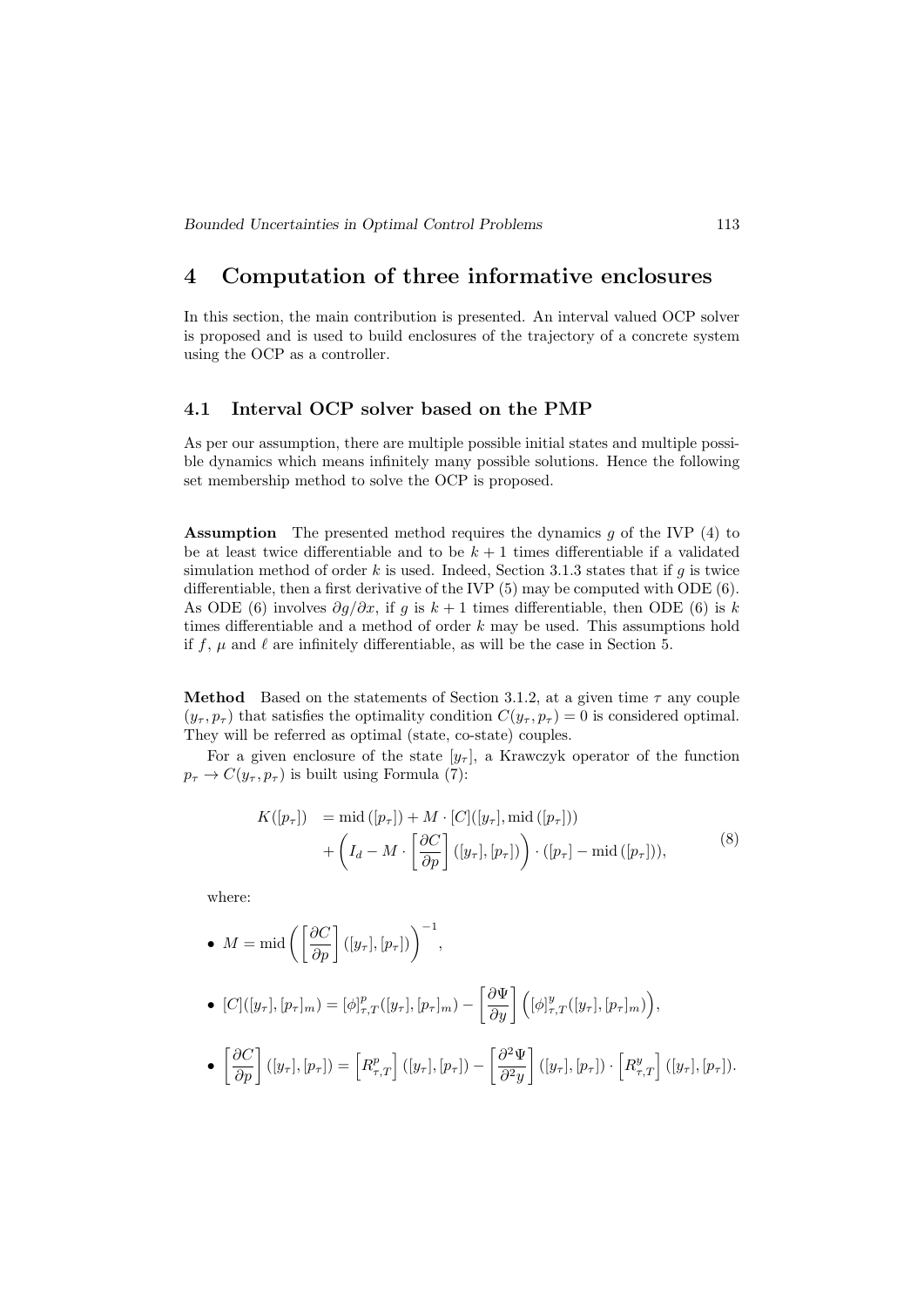## 4 Computation of three informative enclosures

In this section, the main contribution is presented. An interval valued OCP solver is proposed and is used to build enclosures of the trajectory of a concrete system using the OCP as a controller.

### 4.1 Interval OCP solver based on the PMP

As per our assumption, there are multiple possible initial states and multiple possible dynamics which means infinitely many possible solutions. Hence the following set membership method to solve the OCP is proposed.

**Assumption** The presented method requires the dynamics $g$ of the IVP (4) to be at least twice differentiable and to be $k+1$ times differentiable if a validated simulation method of order $k$ is used. Indeed, Section 3.1.3 states that if $g$ is twice differentiable, then a first derivative of the IVP (5) may be computed with ODE (6). As ODE (6) involves $\partial g/\partial x$, if $g$ is $k+1$ times differentiable, then ODE (6) is $k$ times differentiable and a method of order $k$ may be used. This assumptions hold if $f$, $\mu$ and $\ell$ are infinitely differentiable, as will be the case in Section 5.

**Method** Based on the statements of Section 3.1.2, at a given time $\tau$ any couple $(y_\tau, p_\tau)$ that satisfies the optimality condition $C(y_\tau, p_\tau) = 0$ is considered optimal. They will be referred as optimal (state, co-state) couples.

For a given enclosure of the state $[y_\tau]$, a Krawczyk operator of the function $p_\tau \to C(y_\tau, p_\tau)$ is built using Formula (7):

$$
\begin{aligned}
K([p_\tau]) &= \operatorname{mid}([p_\tau]) + M \cdot [C]([y_\tau], \operatorname{mid}([p_\tau])) \\
&\quad + \left( I_d - M \cdot \left[\frac{\partial C}{\partial p}\right]([y_\tau], [p_\tau]) \right) \cdot ([p_\tau] - \operatorname{mid}([p_\tau])),
\end{aligned}
\tag{8}
$$

where:

- $M = \operatorname{mid}\left( \left[\frac{\partial C}{\partial p}\right]([y_\tau], [p_\tau]) \right)^{-1}$,
- $[C]([y_\tau], [p_\tau]_m) = [\phi]^p_{\tau,T}([y_\tau], [p_\tau]_m) - \left[\frac{\partial \Psi}{\partial y}\right] \Big( [\phi]^y_{\tau,T}([y_\tau], [p_\tau]_m) \Big)$,
- $\left[\frac{\partial C}{\partial p}\right]([y_\tau], [p_\tau]) = \left[R^p_{\tau,T}\right]([y_\tau], [p_\tau]) - \left[\frac{\partial^2 \Psi}{\partial^2 y}\right]([y_\tau], [p_\tau]) \cdot \left[R^y_{\tau,T}\right]([y_\tau], [p_\tau])$.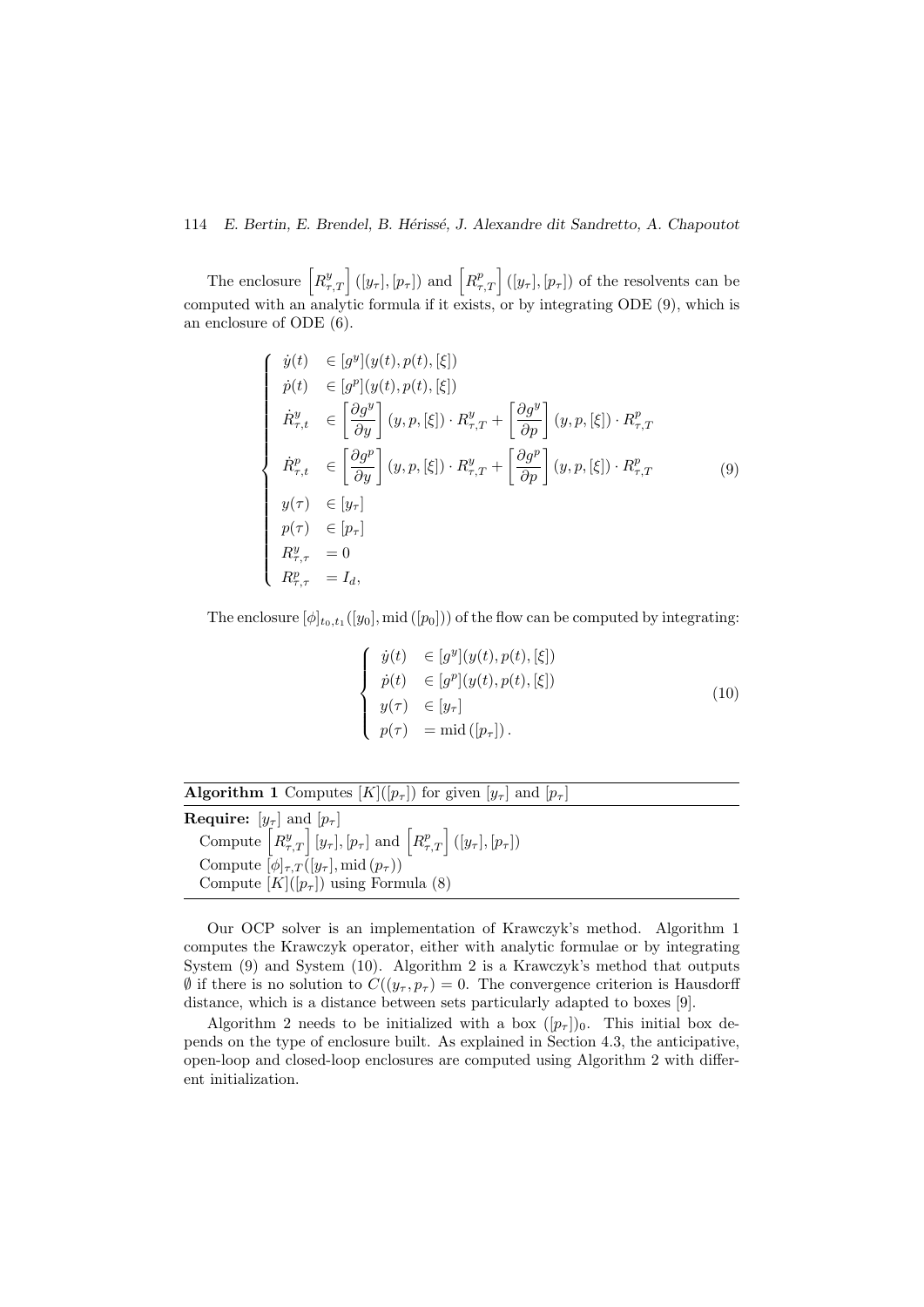The enclosure $\left[R^y_{\tau,T}\right]([y_\tau],[p_\tau])$ and $\left[R^p_{\tau,T}\right]([y_\tau],[p_\tau])$ of the resolvents can be computed with an analytic formula if it exists, or by integrating ODE (9), which is an enclosure of ODE (6).

$$
\begin{cases}
\dot{y}(t) & \in [g^y](y(t), p(t), [\xi]) \\
\dot{p}(t) & \in [g^p](y(t), p(t), [\xi]) \\
\dot{R}^y_{\tau,t} & \in \left[\dfrac{\partial g^y}{\partial y}\right](y,p,[\xi]) \cdot R^y_{\tau,T} + \left[\dfrac{\partial g^y}{\partial p}\right](y,p,[\xi]) \cdot R^p_{\tau,T} \\
\dot{R}^p_{\tau,t} & \in \left[\dfrac{\partial g^p}{\partial y}\right](y,p,[\xi]) \cdot R^y_{\tau,T} + \left[\dfrac{\partial g^p}{\partial p}\right](y,p,[\xi]) \cdot R^p_{\tau,T} \\
y(\tau) & \in [y_\tau] \\
p(\tau) & \in [p_\tau] \\
R^y_{\tau,\tau} & = 0 \\
R^p_{\tau,\tau} & = I_d,
\end{cases}
\tag{9}
$$

The enclosure $[\phi]_{t_0,t_1}([y_0], \mathrm{mid}([p_0]))$ of the flow can be computed by integrating:

$$
\begin{cases}
\dot{y}(t) & \in [g^y](y(t), p(t), [\xi]) \\
\dot{p}(t) & \in [g^p](y(t), p(t), [\xi]) \\
y(\tau) & \in [y_\tau] \\
p(\tau) & = \mathrm{mid}([p_\tau]).
\end{cases}
\tag{10}
$$

---

**Algorithm 1** Computes $[K]([p_\tau])$ for given $[y_\tau]$ and $[p_\tau]$

---

**Require:** $[y_\tau]$ and $[p_\tau]$

Compute $\left[R^y_{\tau,T}\right][y_\tau],[p_\tau]$ and $\left[R^p_{\tau,T}\right]([y_\tau],[p_\tau])$

Compute $[\phi]_{\tau,T}([y_\tau], \mathrm{mid}(p_\tau))$

Compute $[K]([p_\tau])$ using Formula (8)

---

Our OCP solver is an implementation of Krawczyk's method. Algorithm 1 computes the Krawczyk operator, either with analytic formulae or by integrating System (9) and System (10). Algorithm 2 is a Krawczyk's method that outputs $\emptyset$ if there is no solution to $C((y_\tau, p_\tau) = 0$. The convergence criterion is Hausdorff distance, which is a distance between sets particularly adapted to boxes [9].

Algorithm 2 needs to be initialized with a box $([p_\tau])_0$. This initial box depends on the type of enclosure built. As explained in Section 4.3, the anticipative, open-loop and closed-loop enclosures are computed using Algorithm 2 with different initialization.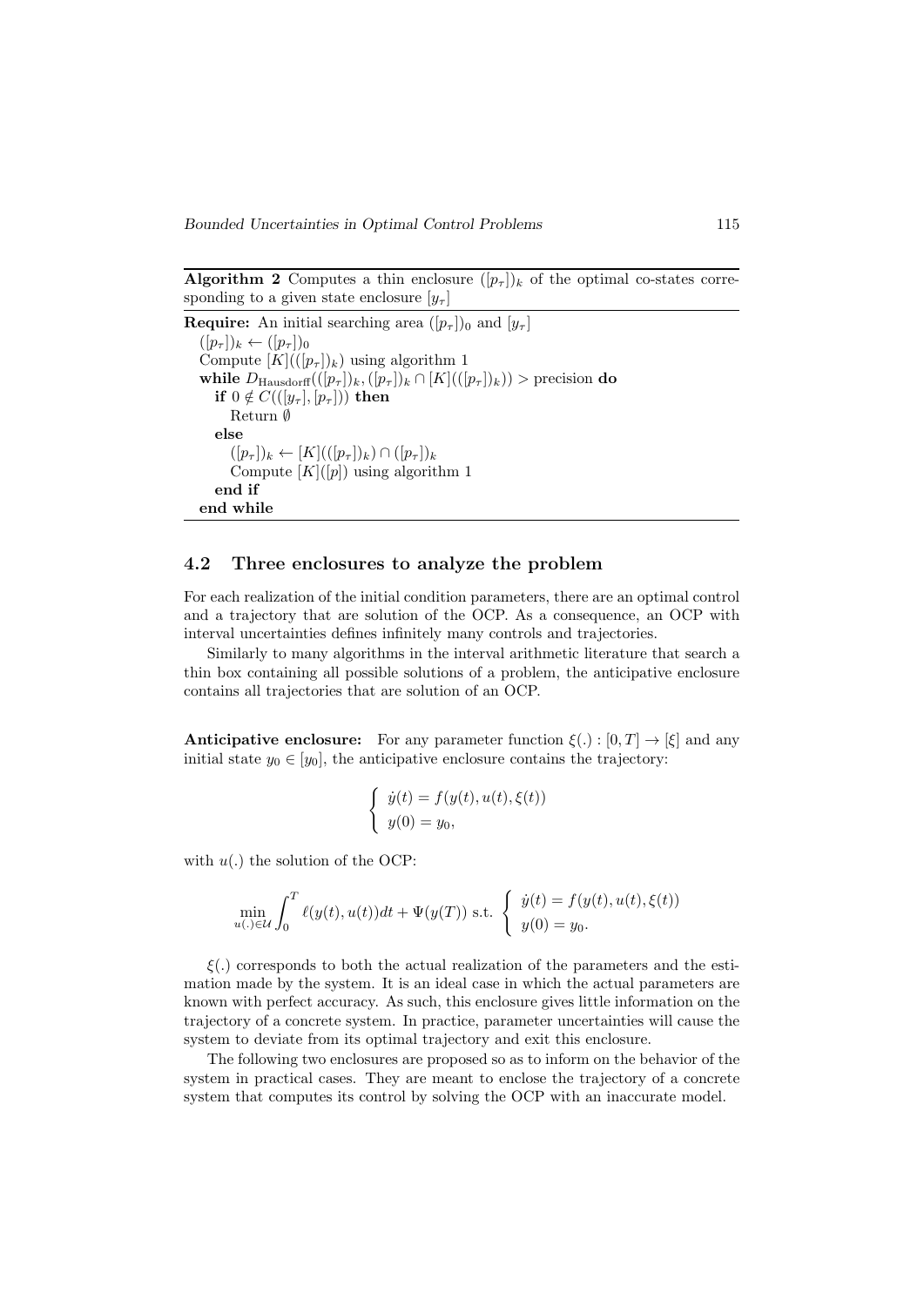**Algorithm 2** Computes a thin enclosure $([p_\tau])_k$ of the optimal co-states corresponding to a given state enclosure $[y_\tau]$

**Require:** An initial searching area $([p_\tau])_0$ and $[y_\tau]$
  $([p_\tau])_k \leftarrow ([p_\tau])_0$
  Compute $[K](([p_\tau])_k)$ using algorithm 1
  **while** $D_{\text{Hausdorff}}(([p_\tau])_k, ([p_\tau])_k \cap [K](([p_\tau])_k)) >$ precision **do**
    **if** $0 \notin C(([y_\tau], [p_\tau]))$ **then**
      Return $\emptyset$
    **else**
      $([p_\tau])_k \leftarrow [K](([p_\tau])_k) \cap ([p_\tau])_k$
      Compute $[K]([p])$ using algorithm 1
    **end if**
  **end while**

## 4.2 Three enclosures to analyze the problem

For each realization of the initial condition parameters, there are an optimal control and a trajectory that are solution of the OCP. As a consequence, an OCP with interval uncertainties defines infinitely many controls and trajectories.

Similarly to many algorithms in the interval arithmetic literature that search a thin box containing all possible solutions of a problem, the anticipative enclosure contains all trajectories that are solution of an OCP.

**Anticipative enclosure:** For any parameter function $\xi(.) : [0, T] \to [\xi]$ and any initial state $y_0 \in [y_0]$, the anticipative enclosure contains the trajectory:

$$\begin{cases} \dot{y}(t) = f(y(t), u(t), \xi(t)) \\ y(0) = y_0, \end{cases}$$

with $u(.)$ the solution of the OCP:

$$\min_{u(.) \in \mathcal{U}} \int_0^T \ell(y(t), u(t))dt + \Psi(y(T)) \text{ s.t. } \begin{cases} \dot{y}(t) = f(y(t), u(t), \xi(t)) \\ y(0) = y_0. \end{cases}$$

$\xi(.)$ corresponds to both the actual realization of the parameters and the estimation made by the system. It is an ideal case in which the actual parameters are known with perfect accuracy. As such, this enclosure gives little information on the trajectory of a concrete system. In practice, parameter uncertainties will cause the system to deviate from its optimal trajectory and exit this enclosure.

The following two enclosures are proposed so as to inform on the behavior of the system in practical cases. They are meant to enclose the trajectory of a concrete system that computes its control by solving the OCP with an inaccurate model.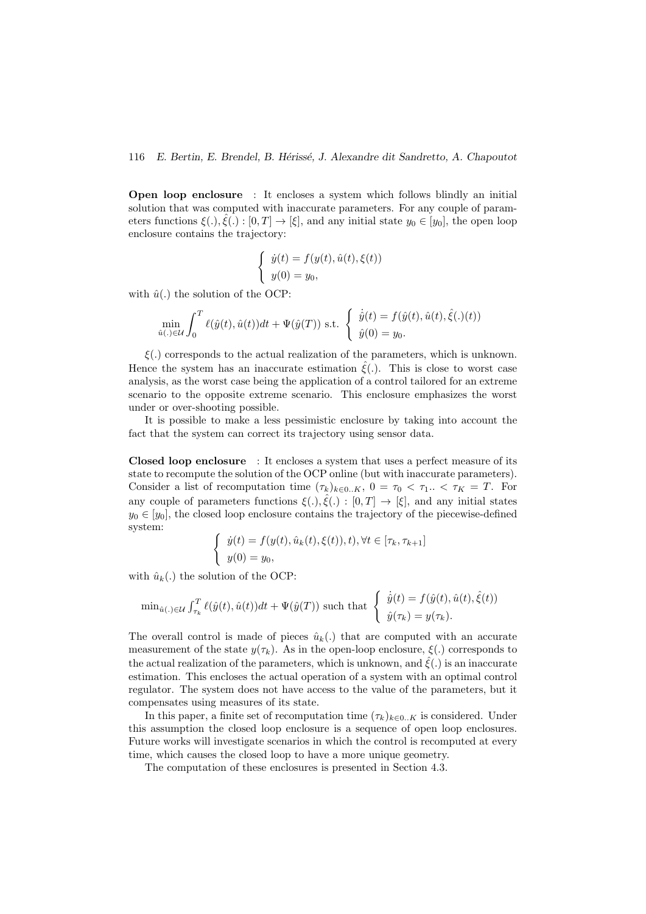**Open loop enclosure** : It encloses a system which follows blindly an initial solution that was computed with inaccurate parameters. For any couple of parameters functions $\xi(.), \hat{\xi}(.) : [0, T] \to [\xi]$, and any initial state $y_0 \in [y_0]$, the open loop enclosure contains the trajectory:

$$\begin{cases} \dot{y}(t) = f(y(t), \hat{u}(t), \xi(t)) \\ y(0) = y_0, \end{cases}$$

with $\hat{u}(.)$ the solution of the OCP:

$$\min_{\hat{u}(.) \in \mathcal{U}} \int_0^T \ell(\hat{y}(t), \hat{u}(t)) dt + \Psi(\hat{y}(T)) \text{ s.t. } \begin{cases} \dot{\hat{y}}(t) = f(\hat{y}(t), \hat{u}(t), \hat{\xi}(.)(t)) \\ \hat{y}(0) = y_0. \end{cases}$$

$\xi(.)$ corresponds to the actual realization of the parameters, which is unknown. Hence the system has an inaccurate estimation $\hat{\xi}(.)$. This is close to worst case analysis, as the worst case being the application of a control tailored for an extreme scenario to the opposite extreme scenario. This enclosure emphasizes the worst under or over-shooting possible.

It is possible to make a less pessimistic enclosure by taking into account the fact that the system can correct its trajectory using sensor data.

**Closed loop enclosure** : It encloses a system that uses a perfect measure of its state to recompute the solution of the OCP online (but with inaccurate parameters). Consider a list of recomputation time $(\tau_k)_{k \in 0..K}$, $0 = \tau_0 < \tau_1 .. < \tau_K = T$. For any couple of parameters functions $\xi(.), \hat{\xi}(.) : [0, T] \to [\xi]$, and any initial states $y_0 \in [y_0]$, the closed loop enclosure contains the trajectory of the piecewise-defined system:

$$\begin{cases} \dot{y}(t) = f(y(t), \hat{u}_k(t), \xi(t)), t), \forall t \in [\tau_k, \tau_{k+1}] \\ y(0) = y_0, \end{cases}$$

with $\hat{u}_k(.)$ the solution of the OCP:

$$\min_{\hat{u}(.) \in \mathcal{U}} \int_{\tau_k}^T \ell(\hat{y}(t), \hat{u}(t)) dt + \Psi(\hat{y}(T)) \text{ such that } \begin{cases} \dot{\hat{y}}(t) = f(\hat{y}(t), \hat{u}(t), \hat{\xi}(t)) \\ \hat{y}(\tau_k) = y(\tau_k). \end{cases}$$

The overall control is made of pieces $\hat{u}_k(.)$ that are computed with an accurate measurement of the state $y(\tau_k)$. As in the open-loop enclosure, $\xi(.)$ corresponds to the actual realization of the parameters, which is unknown, and $\hat{\xi}(.)$ is an inaccurate estimation. This encloses the actual operation of a system with an optimal control regulator. The system does not have access to the value of the parameters, but it compensates using measures of its state.

In this paper, a finite set of recomputation time $(\tau_k)_{k \in 0..K}$ is considered. Under this assumption the closed loop enclosure is a sequence of open loop enclosures. Future works will investigate scenarios in which the control is recomputed at every time, which causes the closed loop to have a more unique geometry.

The computation of these enclosures is presented in Section 4.3.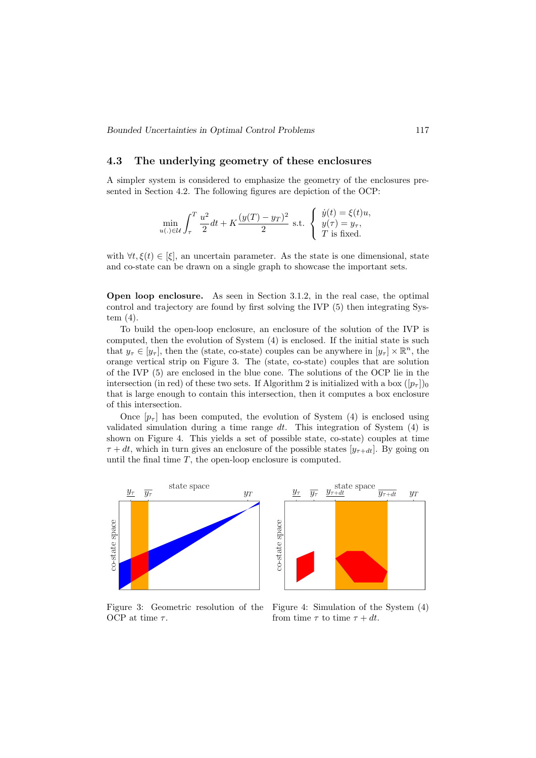### 4.3 The underlying geometry of these enclosures

A simpler system is considered to emphasize the geometry of the enclosures presented in Section 4.2. The following figures are depiction of the OCP:

$$\min_{u(.)\in\mathcal{U}} \int_{\tau}^{T} \frac{u^2}{2}dt + K\frac{(y(T)-y_T)^2}{2} \text{ s.t. } \begin{cases} \dot{y}(t) = \xi(t)u, \\ y(\tau) = y_\tau, \\ T \text{ is fixed.} \end{cases}$$

with $\forall t, \xi(t) \in [\xi]$, an uncertain parameter. As the state is one dimensional, state and co-state can be drawn on a single graph to showcase the important sets.

**Open loop enclosure.** As seen in Section 3.1.2, in the real case, the optimal control and trajectory are found by first solving the IVP (5) then integrating System (4).

To build the open-loop enclosure, an enclosure of the solution of the IVP is computed, then the evolution of System (4) is enclosed. If the initial state is such that $y_\tau \in [y_\tau]$, then the (state, co-state) couples can be anywhere in $[y_\tau] \times \mathbb{R}^n$, the orange vertical strip on Figure 3. The (state, co-state) couples that are solution of the IVP (5) are enclosed in the blue cone. The solutions of the OCP lie in the intersection (in red) of these two sets. If Algorithm 2 is initialized with a box $([p_\tau])_0$ that is large enough to contain this intersection, then it computes a box enclosure of this intersection.

Once $[p_\tau]$ has been computed, the evolution of System (4) is enclosed using validated simulation during a time range $dt$. This integration of System (4) is shown on Figure 4. This yields a set of possible state, co-state) couples at time $\tau + dt$, which in turn gives an enclosure of the possible states $[y_{\tau+dt}]$. By going on until the final time $T$, the open-loop enclosure is computed.

Figure 3: Geometric resolution of the OCP at time $\tau$.

Figure 4: Simulation of the System (4) from time $\tau$ to time $\tau + dt$.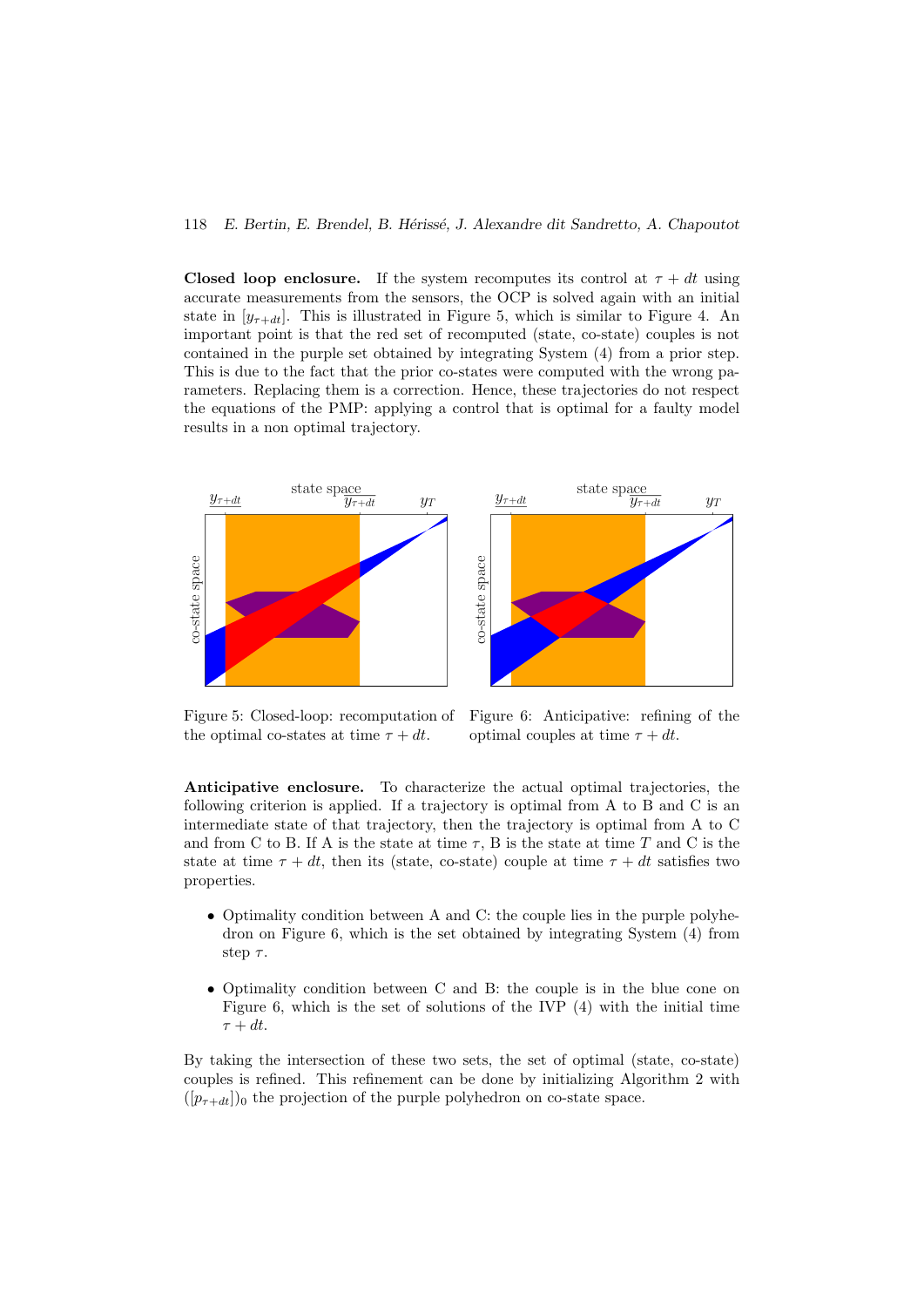**Closed loop enclosure.** If the system recomputes its control at $\tau + dt$ using accurate measurements from the sensors, the OCP is solved again with an initial state in $[y_{\tau+dt}]$. This is illustrated in Figure 5, which is similar to Figure 4. An important point is that the red set of recomputed (state, co-state) couples is not contained in the purple set obtained by integrating System (4) from a prior step. This is due to the fact that the prior co-states were computed with the wrong parameters. Replacing them is a correction. Hence, these trajectories do not respect the equations of the PMP: applying a control that is optimal for a faulty model results in a non optimal trajectory.

Figure 5: Closed-loop: recomputation of the optimal co-states at time $\tau + dt$.

Figure 6: Anticipative: refining of the optimal couples at time $\tau + dt$.

**Anticipative enclosure.** To characterize the actual optimal trajectories, the following criterion is applied. If a trajectory is optimal from A to B and C is an intermediate state of that trajectory, then the trajectory is optimal from A to C and from C to B. If A is the state at time $\tau$, B is the state at time $T$ and C is the state at time $\tau + dt$, then its (state, co-state) couple at time $\tau + dt$ satisfies two properties.

- Optimality condition between A and C: the couple lies in the purple polyhedron on Figure 6, which is the set obtained by integrating System (4) from step $\tau$.
- Optimality condition between C and B: the couple is in the blue cone on Figure 6, which is the set of solutions of the IVP (4) with the initial time $\tau + dt$.

By taking the intersection of these two sets, the set of optimal (state, co-state) couples is refined. This refinement can be done by initializing Algorithm 2 with $([p_{\tau+dt}])_0$ the projection of the purple polyhedron on co-state space.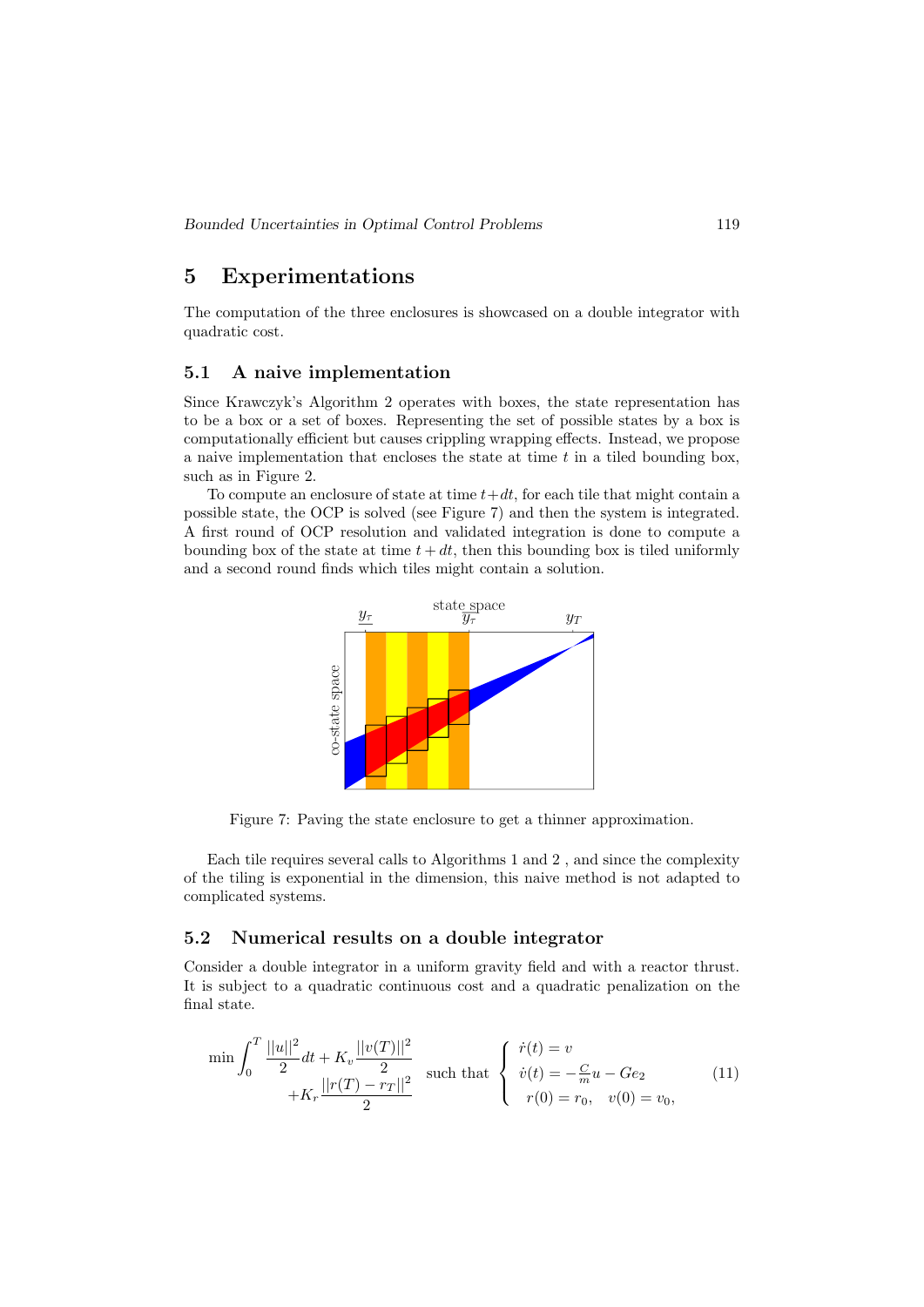# 5 Experimentations

The computation of the three enclosures is showcased on a double integrator with quadratic cost.

## 5.1 A naive implementation

Since Krawczyk's Algorithm 2 operates with boxes, the state representation has to be a box or a set of boxes. Representing the set of possible states by a box is computationally efficient but causes crippling wrapping effects. Instead, we propose a naive implementation that encloses the state at time $t$ in a tiled bounding box, such as in Figure 2.

To compute an enclosure of state at time $t+dt$, for each tile that might contain a possible state, the OCP is solved (see Figure 7) and then the system is integrated. A first round of OCP resolution and validated integration is done to compute a bounding box of the state at time $t+dt$, then this bounding box is tiled uniformly and a second round finds which tiles might contain a solution.

Figure 7: Paving the state enclosure to get a thinner approximation.

Each tile requires several calls to Algorithms 1 and 2 , and since the complexity of the tiling is exponential in the dimension, this naive method is not adapted to complicated systems.

## 5.2 Numerical results on a double integrator

Consider a double integrator in a uniform gravity field and with a reactor thrust. It is subject to a quadratic continuous cost and a quadratic penalization on the final state.

$$
\min \int_0^T \frac{||u||^2}{2} dt + K_v \frac{||v(T)||^2}{2} + K_r \frac{||r(T) - r_T||^2}{2} \quad \text{such that} \quad \begin{cases} \dot{r}(t) = v \\ \dot{v}(t) = -\frac{C}{m} u - Ge_2 \\ r(0) = r_0, \quad v(0) = v_0, \end{cases} \tag{11}
$$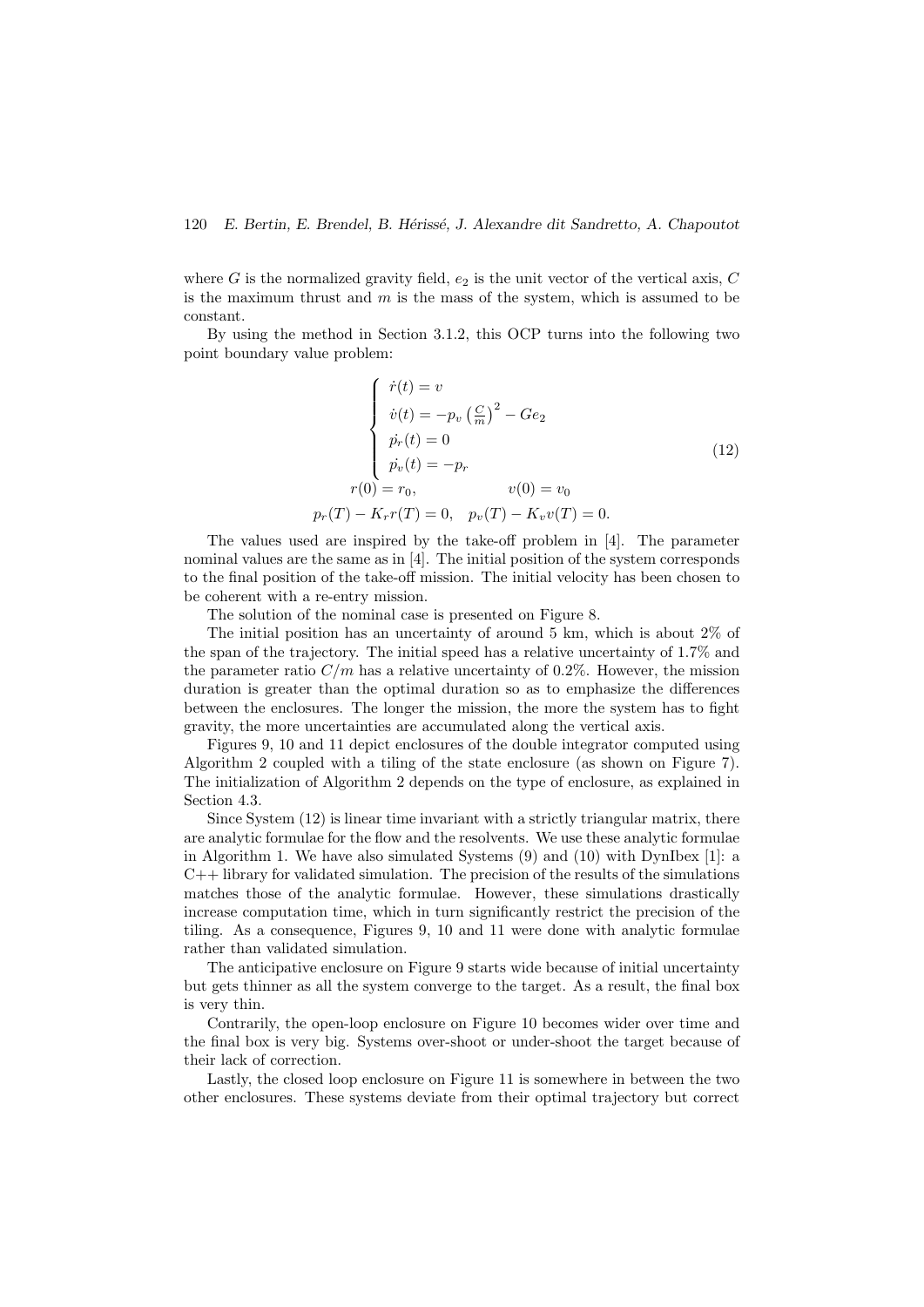where $G$ is the normalized gravity field, $e_2$ is the unit vector of the vertical axis, $C$ is the maximum thrust and $m$ is the mass of the system, which is assumed to be constant.

By using the method in Section 3.1.2, this OCP turns into the following two point boundary value problem:

$$
\begin{cases}
\dot{r}(t) = v \\
\dot{v}(t) = -p_v \left(\frac{C}{m}\right)^2 - Ge_2 \\
\dot{p_r}(t) = 0 \\
\dot{p_v}(t) = -p_r
\end{cases}
\qquad (12)
$$
$$
r(0) = r_0, \qquad v(0) = v_0
$$
$$
p_r(T) - K_r r(T) = 0, \quad p_v(T) - K_v v(T) = 0.
$$

The values used are inspired by the take-off problem in [4]. The parameter nominal values are the same as in [4]. The initial position of the system corresponds to the final position of the take-off mission. The initial velocity has been chosen to be coherent with a re-entry mission.

The solution of the nominal case is presented on Figure 8.

The initial position has an uncertainty of around 5 km, which is about 2% of the span of the trajectory. The initial speed has a relative uncertainty of 1.7% and the parameter ratio $C/m$ has a relative uncertainty of 0.2%. However, the mission duration is greater than the optimal duration so as to emphasize the differences between the enclosures. The longer the mission, the more the system has to fight gravity, the more uncertainties are accumulated along the vertical axis.

Figures 9, 10 and 11 depict enclosures of the double integrator computed using Algorithm 2 coupled with a tiling of the state enclosure (as shown on Figure 7). The initialization of Algorithm 2 depends on the type of enclosure, as explained in Section 4.3.

Since System (12) is linear time invariant with a strictly triangular matrix, there are analytic formulae for the flow and the resolvents. We use these analytic formulae in Algorithm 1. We have also simulated Systems (9) and (10) with DynIbex [1]: a C++ library for validated simulation. The precision of the results of the simulations matches those of the analytic formulae. However, these simulations drastically increase computation time, which in turn significantly restrict the precision of the tiling. As a consequence, Figures 9, 10 and 11 were done with analytic formulae rather than validated simulation.

The anticipative enclosure on Figure 9 starts wide because of initial uncertainty but gets thinner as all the system converge to the target. As a result, the final box is very thin.

Contrarily, the open-loop enclosure on Figure 10 becomes wider over time and the final box is very big. Systems over-shoot or under-shoot the target because of their lack of correction.

Lastly, the closed loop enclosure on Figure 11 is somewhere in between the two other enclosures. These systems deviate from their optimal trajectory but correct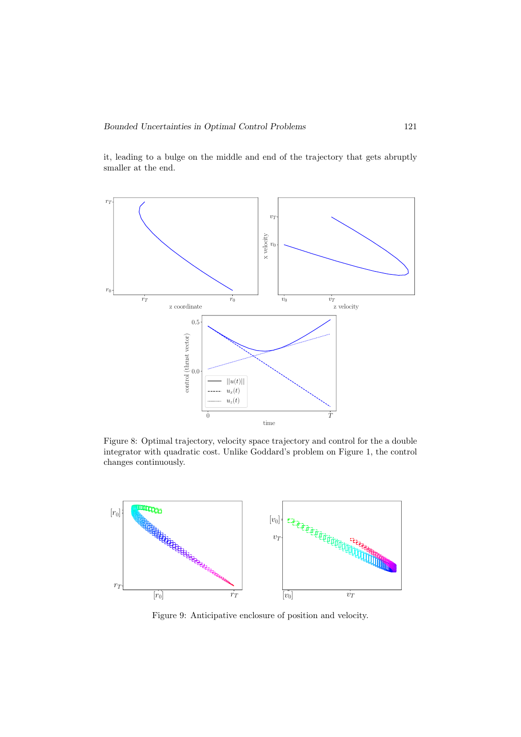it, leading to a bulge on the middle and end of the trajectory that gets abruptly smaller at the end.

Figure 8: Optimal trajectory, velocity space trajectory and control for the a double integrator with quadratic cost. Unlike Goddard's problem on Figure 1, the control changes continuously.

Figure 9: Anticipative enclosure of position and velocity.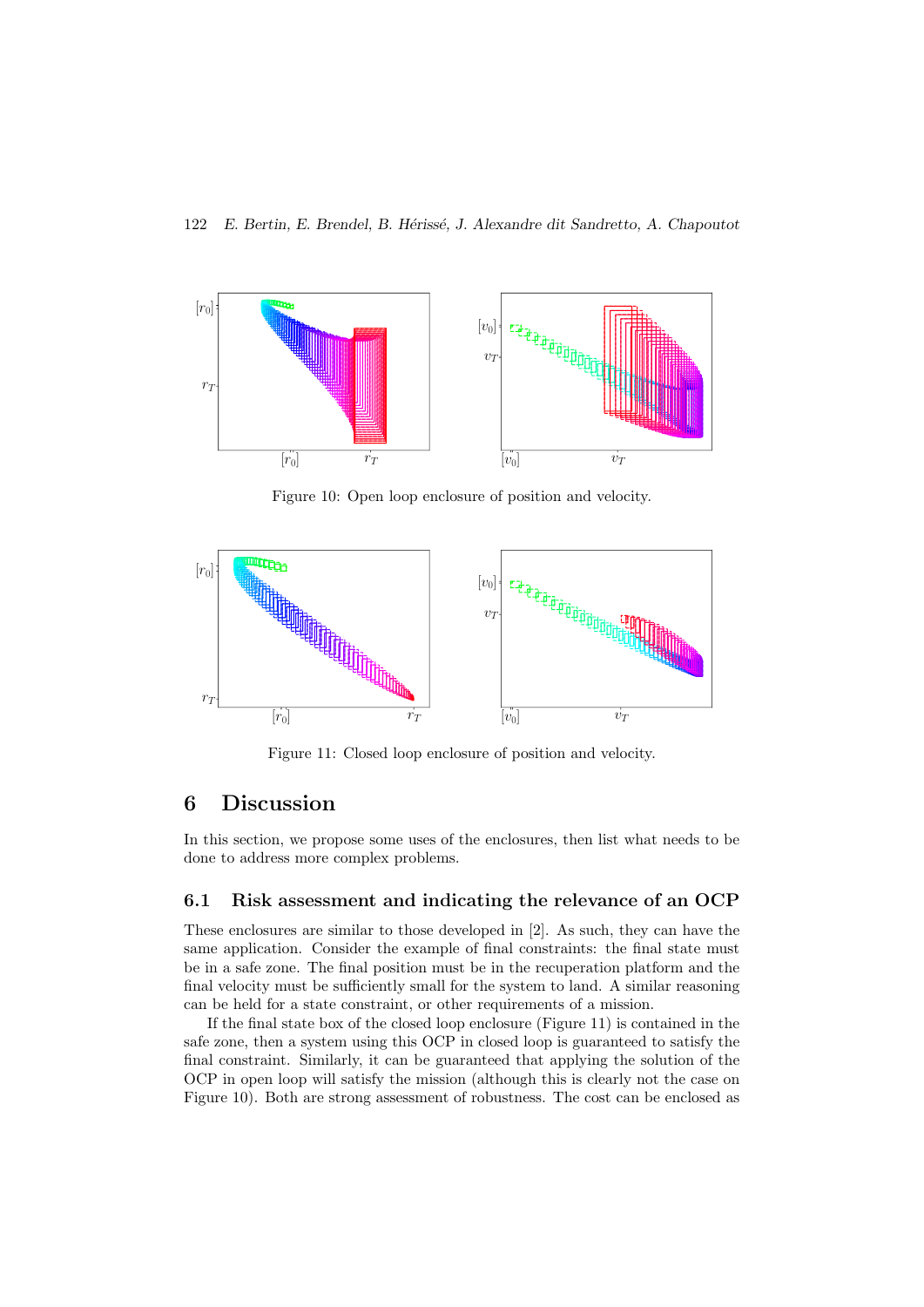Figure 10: Open loop enclosure of position and velocity.

Figure 11: Closed loop enclosure of position and velocity.

# 6 Discussion

In this section, we propose some uses of the enclosures, then list what needs to be done to address more complex problems.

## 6.1 Risk assessment and indicating the relevance of an OCP

These enclosures are similar to those developed in [2]. As such, they can have the same application. Consider the example of final constraints: the final state must be in a safe zone. The final position must be in the recuperation platform and the final velocity must be sufficiently small for the system to land. A similar reasoning can be held for a state constraint, or other requirements of a mission.

If the final state box of the closed loop enclosure (Figure 11) is contained in the safe zone, then a system using this OCP in closed loop is guaranteed to satisfy the final constraint. Similarly, it can be guaranteed that applying the solution of the OCP in open loop will satisfy the mission (although this is clearly not the case on Figure 10). Both are strong assessment of robustness. The cost can be enclosed as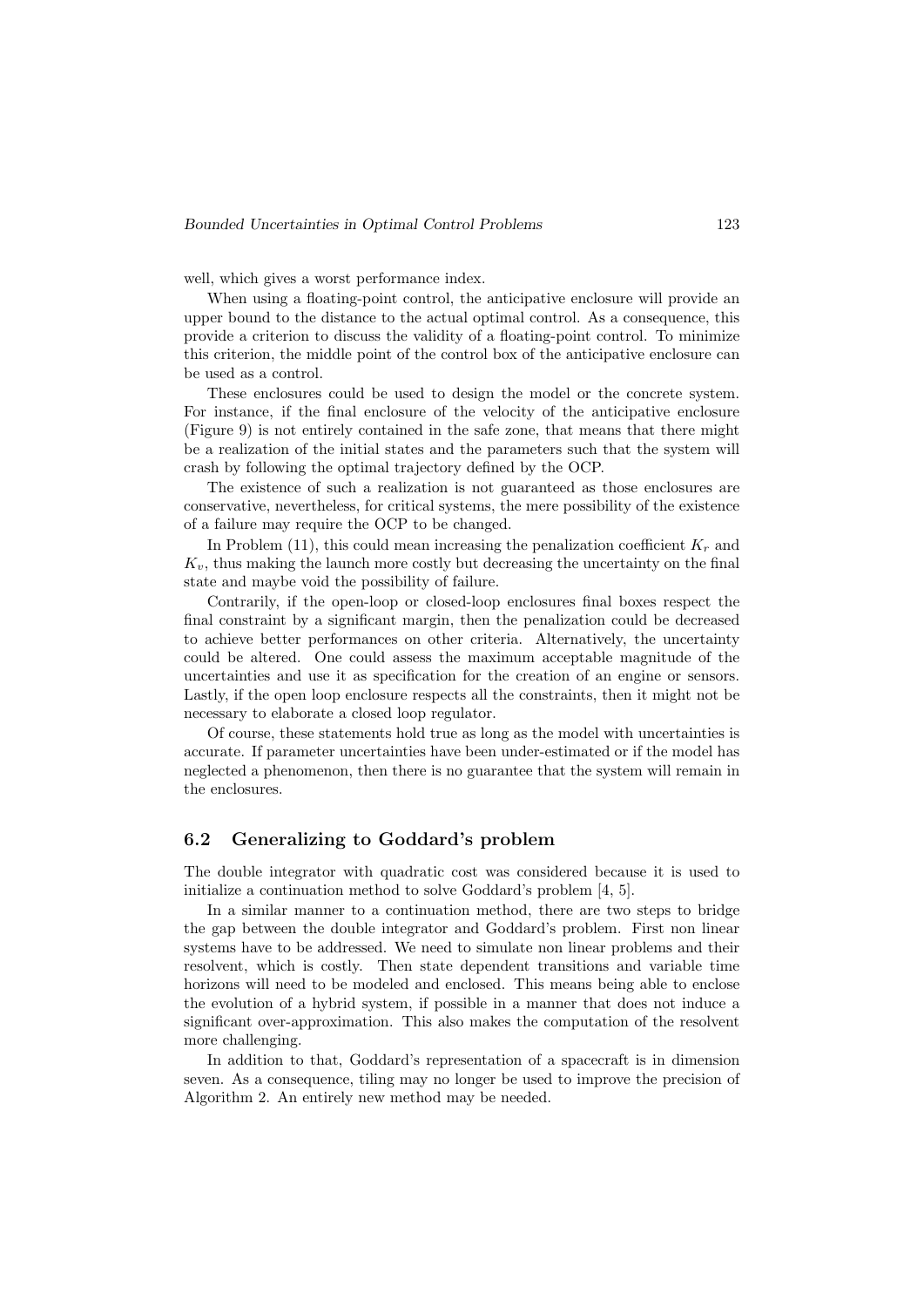well, which gives a worst performance index.

When using a floating-point control, the anticipative enclosure will provide an upper bound to the distance to the actual optimal control. As a consequence, this provide a criterion to discuss the validity of a floating-point control. To minimize this criterion, the middle point of the control box of the anticipative enclosure can be used as a control.

These enclosures could be used to design the model or the concrete system. For instance, if the final enclosure of the velocity of the anticipative enclosure (Figure 9) is not entirely contained in the safe zone, that means that there might be a realization of the initial states and the parameters such that the system will crash by following the optimal trajectory defined by the OCP.

The existence of such a realization is not guaranteed as those enclosures are conservative, nevertheless, for critical systems, the mere possibility of the existence of a failure may require the OCP to be changed.

In Problem (11), this could mean increasing the penalization coefficient $K_r$ and $K_v$, thus making the launch more costly but decreasing the uncertainty on the final state and maybe void the possibility of failure.

Contrarily, if the open-loop or closed-loop enclosures final boxes respect the final constraint by a significant margin, then the penalization could be decreased to achieve better performances on other criteria. Alternatively, the uncertainty could be altered. One could assess the maximum acceptable magnitude of the uncertainties and use it as specification for the creation of an engine or sensors. Lastly, if the open loop enclosure respects all the constraints, then it might not be necessary to elaborate a closed loop regulator.

Of course, these statements hold true as long as the model with uncertainties is accurate. If parameter uncertainties have been under-estimated or if the model has neglected a phenomenon, then there is no guarantee that the system will remain in the enclosures.

## 6.2 Generalizing to Goddard's problem

The double integrator with quadratic cost was considered because it is used to initialize a continuation method to solve Goddard's problem [4, 5].

In a similar manner to a continuation method, there are two steps to bridge the gap between the double integrator and Goddard's problem. First non linear systems have to be addressed. We need to simulate non linear problems and their resolvent, which is costly. Then state dependent transitions and variable time horizons will need to be modeled and enclosed. This means being able to enclose the evolution of a hybrid system, if possible in a manner that does not induce a significant over-approximation. This also makes the computation of the resolvent more challenging.

In addition to that, Goddard's representation of a spacecraft is in dimension seven. As a consequence, tiling may no longer be used to improve the precision of Algorithm 2. An entirely new method may be needed.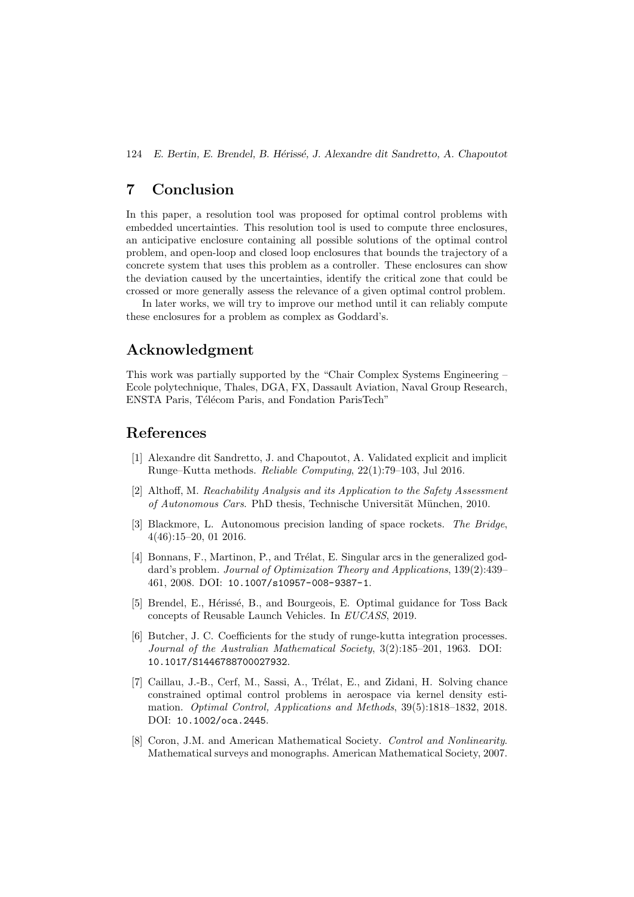## 7 Conclusion

In this paper, a resolution tool was proposed for optimal control problems with embedded uncertainties. This resolution tool is used to compute three enclosures, an anticipative enclosure containing all possible solutions of the optimal control problem, and open-loop and closed loop enclosures that bounds the trajectory of a concrete system that uses this problem as a controller. These enclosures can show the deviation caused by the uncertainties, identify the critical zone that could be crossed or more generally assess the relevance of a given optimal control problem.

In later works, we will try to improve our method until it can reliably compute these enclosures for a problem as complex as Goddard's.

## Acknowledgment

This work was partially supported by the "Chair Complex Systems Engineering – Ecole polytechnique, Thales, DGA, FX, Dassault Aviation, Naval Group Research, ENSTA Paris, Télécom Paris, and Fondation ParisTech"

## References

[1] Alexandre dit Sandretto, J. and Chapoutot, A. Validated explicit and implicit Runge–Kutta methods. *Reliable Computing*, 22(1):79–103, Jul 2016.

[2] Althoff, M. *Reachability Analysis and its Application to the Safety Assessment of Autonomous Cars*. PhD thesis, Technische Universität München, 2010.

[3] Blackmore, L. Autonomous precision landing of space rockets. *The Bridge*, 4(46):15–20, 01 2016.

[4] Bonnans, F., Martinon, P., and Trélat, E. Singular arcs in the generalized goddard's problem. *Journal of Optimization Theory and Applications*, 139(2):439–461, 2008. DOI: `10.1007/s10957-008-9387-1`.

[5] Brendel, E., Hérissé, B., and Bourgeois, E. Optimal guidance for Toss Back concepts of Reusable Launch Vehicles. In *EUCASS*, 2019.

[6] Butcher, J. C. Coefficients for the study of runge-kutta integration processes. *Journal of the Australian Mathematical Society*, 3(2):185–201, 1963. DOI: `10.1017/S1446788700027932`.

[7] Caillau, J.-B., Cerf, M., Sassi, A., Trélat, E., and Zidani, H. Solving chance constrained optimal control problems in aerospace via kernel density estimation. *Optimal Control, Applications and Methods*, 39(5):1818–1832, 2018. DOI: `10.1002/oca.2445`.

[8] Coron, J.M. and American Mathematical Society. *Control and Nonlinearity*. Mathematical surveys and monographs. American Mathematical Society, 2007.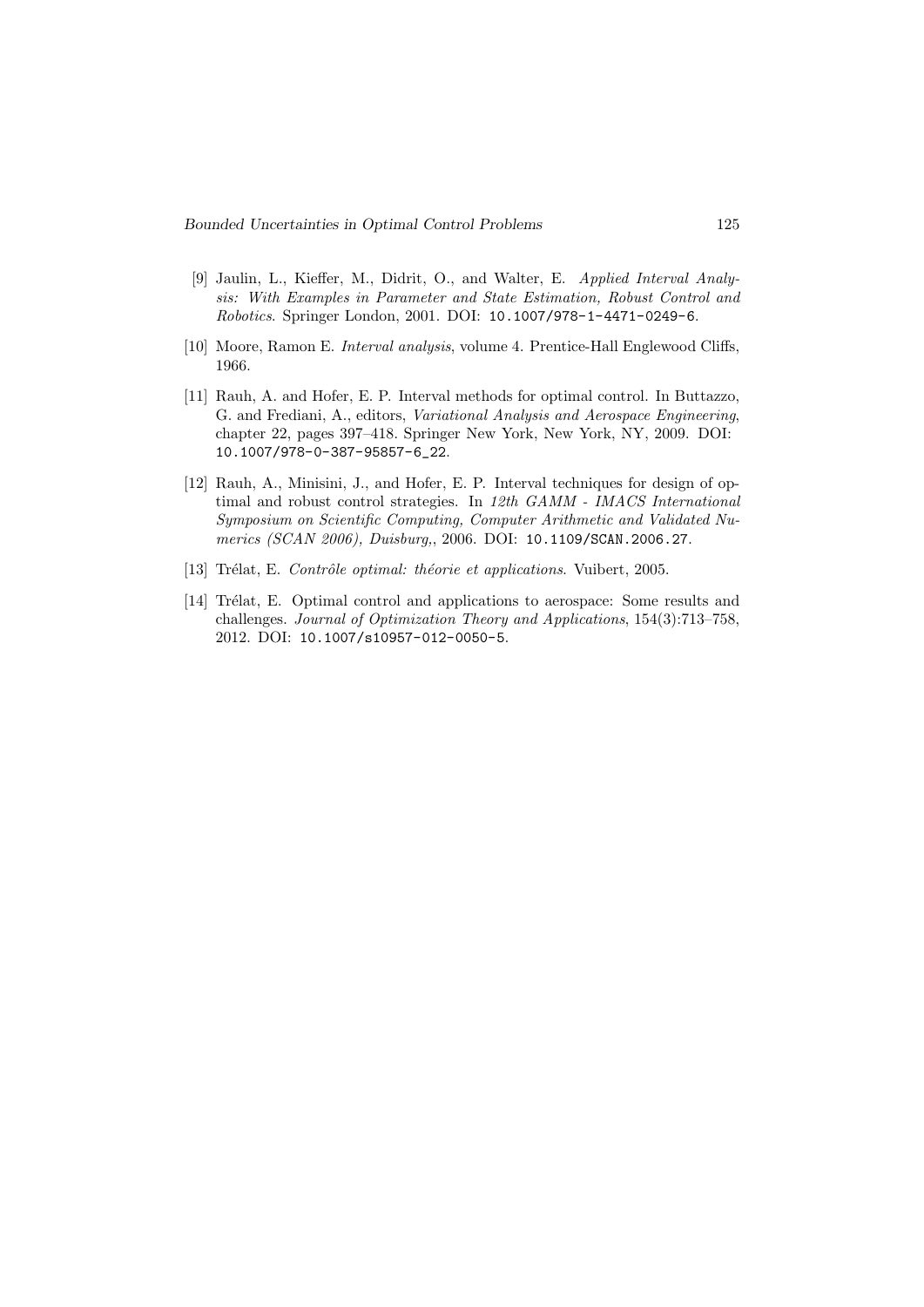[9] Jaulin, L., Kieffer, M., Didrit, O., and Walter, E. *Applied Interval Analysis: With Examples in Parameter and State Estimation, Robust Control and Robotics*. Springer London, 2001. DOI: 10.1007/978-1-4471-0249-6.

[10] Moore, Ramon E. *Interval analysis*, volume 4. Prentice-Hall Englewood Cliffs, 1966.

[11] Rauh, A. and Hofer, E. P. Interval methods for optimal control. In Buttazzo, G. and Frediani, A., editors, *Variational Analysis and Aerospace Engineering*, chapter 22, pages 397–418. Springer New York, New York, NY, 2009. DOI: 10.1007/978-0-387-95857-6_22.

[12] Rauh, A., Minisini, J., and Hofer, E. P. Interval techniques for design of optimal and robust control strategies. In *12th GAMM - IMACS International Symposium on Scientific Computing, Computer Arithmetic and Validated Numerics (SCAN 2006), Duisburg,*, 2006. DOI: 10.1109/SCAN.2006.27.

[13] Trélat, E. *Contrôle optimal: théorie et applications*. Vuibert, 2005.

[14] Trélat, E. Optimal control and applications to aerospace: Some results and challenges. *Journal of Optimization Theory and Applications*, 154(3):713–758, 2012. DOI: 10.1007/s10957-012-0050-5.